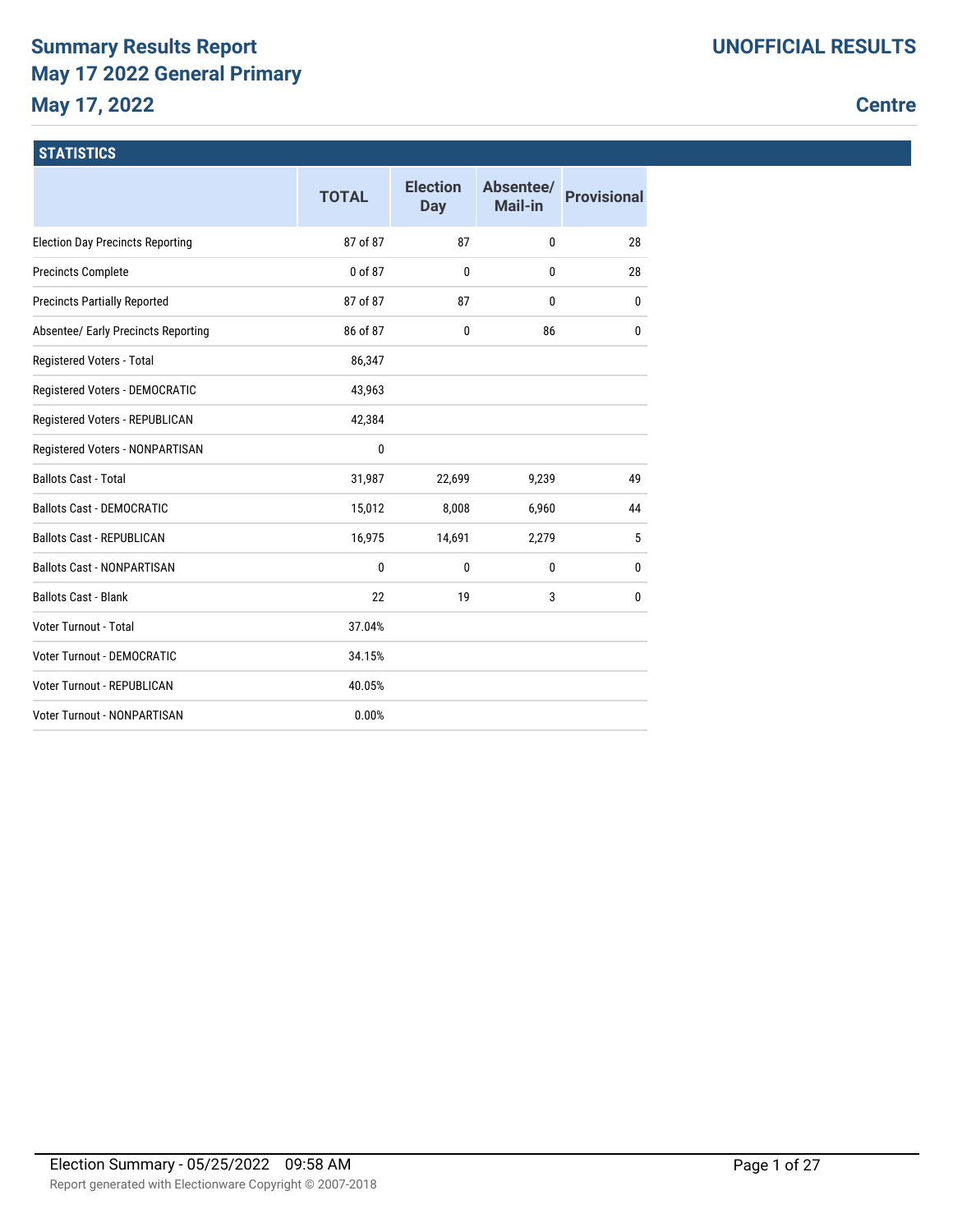# Summary Results Report

## May 17 2022 General Primary

## May 17, 2022

**UNOFFICIAL RESULTS**

**Centre**

### STATISTICS

| | TOTAL | Election Day | Absentee/ Mail-in | Provisional |
|---|---|---|---|---|
| Election Day Precincts Reporting | 87 of 87 | 87 | 0 | 28 |
| Precincts Complete | 0 of 87 | 0 | 0 | 28 |
| Precincts Partially Reported | 87 of 87 | 87 | 0 | 0 |
| Absentee/ Early Precincts Reporting | 86 of 87 | 0 | 86 | 0 |
| Registered Voters - Total | 86,347 | | | |
| Registered Voters - DEMOCRATIC | 43,963 | | | |
| Registered Voters - REPUBLICAN | 42,384 | | | |
| Registered Voters - NONPARTISAN | 0 | | | |
| Ballots Cast - Total | 31,987 | 22,699 | 9,239 | 49 |
| Ballots Cast - DEMOCRATIC | 15,012 | 8,008 | 6,960 | 44 |
| Ballots Cast - REPUBLICAN | 16,975 | 14,691 | 2,279 | 5 |
| Ballots Cast - NONPARTISAN | 0 | 0 | 0 | 0 |
| Ballots Cast - Blank | 22 | 19 | 3 | 0 |
| Voter Turnout - Total | 37.04% | | | |
| Voter Turnout - DEMOCRATIC | 34.15% | | | |
| Voter Turnout - REPUBLICAN | 40.05% | | | |
| Voter Turnout - NONPARTISAN | 0.00% | | | |

Election Summary - 05/25/2022 09:58 AM

Report generated with Electionware Copyright © 2007-2018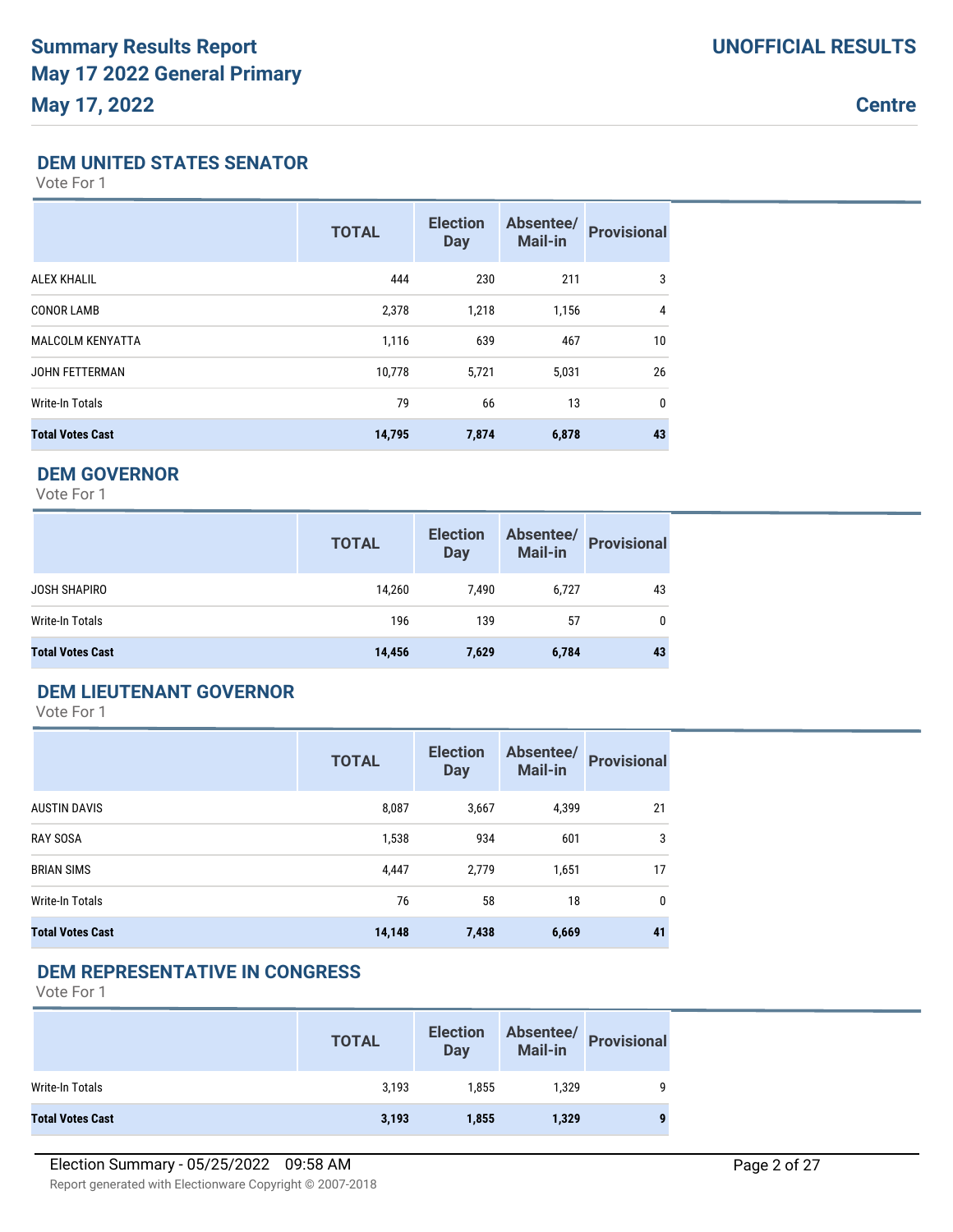# Summary Results Report
## May 17 2022 General Primary
## May 17, 2022

**UNOFFICIAL RESULTS**

**Centre**

### DEM UNITED STATES SENATOR

Vote For 1

| | TOTAL | Election Day | Absentee/ Mail-in | Provisional |
|---|---|---|---|---|
| ALEX KHALIL | 444 | 230 | 211 | 3 |
| CONOR LAMB | 2,378 | 1,218 | 1,156 | 4 |
| MALCOLM KENYATTA | 1,116 | 639 | 467 | 10 |
| JOHN FETTERMAN | 10,778 | 5,721 | 5,031 | 26 |
| Write-In Totals | 79 | 66 | 13 | 0 |
| **Total Votes Cast** | **14,795** | **7,874** | **6,878** | **43** |

### DEM GOVERNOR

Vote For 1

| | TOTAL | Election Day | Absentee/ Mail-in | Provisional |
|---|---|---|---|---|
| JOSH SHAPIRO | 14,260 | 7,490 | 6,727 | 43 |
| Write-In Totals | 196 | 139 | 57 | 0 |
| **Total Votes Cast** | **14,456** | **7,629** | **6,784** | **43** |

### DEM LIEUTENANT GOVERNOR

Vote For 1

| | TOTAL | Election Day | Absentee/ Mail-in | Provisional |
|---|---|---|---|---|
| AUSTIN DAVIS | 8,087 | 3,667 | 4,399 | 21 |
| RAY SOSA | 1,538 | 934 | 601 | 3 |
| BRIAN SIMS | 4,447 | 2,779 | 1,651 | 17 |
| Write-In Totals | 76 | 58 | 18 | 0 |
| **Total Votes Cast** | **14,148** | **7,438** | **6,669** | **41** |

### DEM REPRESENTATIVE IN CONGRESS

Vote For 1

| | TOTAL | Election Day | Absentee/ Mail-in | Provisional |
|---|---|---|---|---|
| Write-In Totals | 3,193 | 1,855 | 1,329 | 9 |
| **Total Votes Cast** | **3,193** | **1,855** | **1,329** | **9** |

Election Summary - 05/25/2022 09:58 AM

Report generated with Electionware Copyright © 2007-2018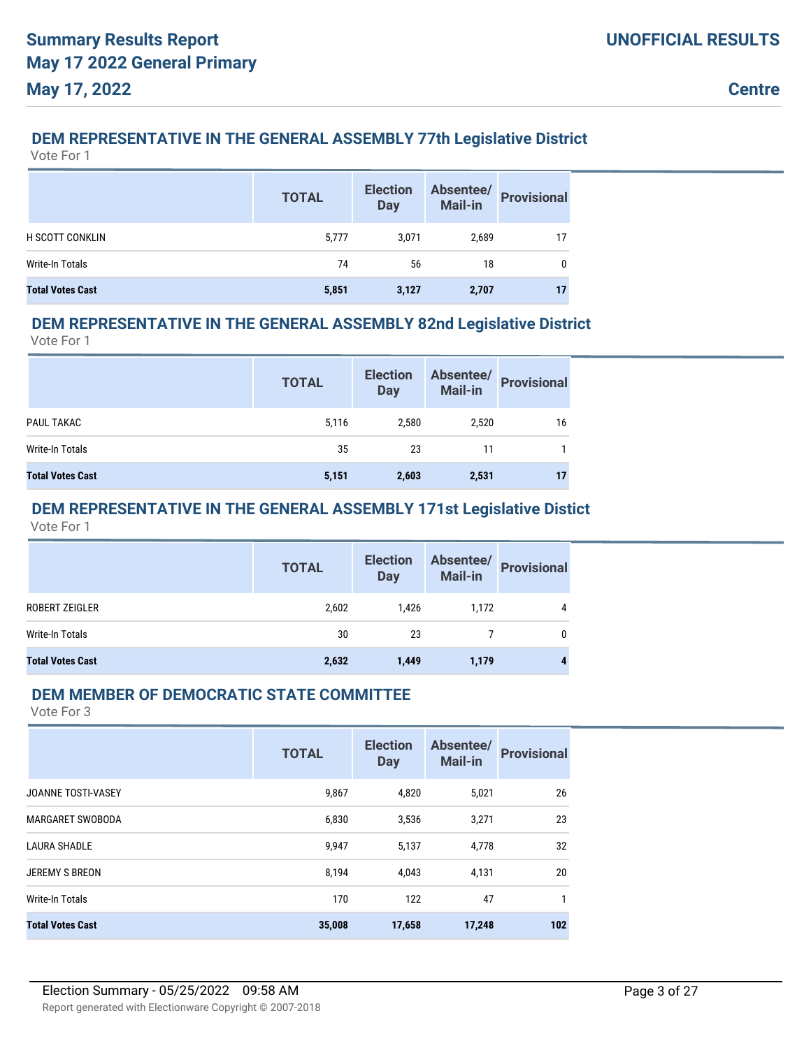## DEM REPRESENTATIVE IN THE GENERAL ASSEMBLY 77th Legislative District

Vote For 1

| | TOTAL | Election Day | Absentee/ Mail-in | Provisional |
|---|---|---|---|---|
| H SCOTT CONKLIN | 5,777 | 3,071 | 2,689 | 17 |
| Write-In Totals | 74 | 56 | 18 | 0 |
| **Total Votes Cast** | **5,851** | **3,127** | **2,707** | **17** |

## DEM REPRESENTATIVE IN THE GENERAL ASSEMBLY 82nd Legislative District

Vote For 1

| | TOTAL | Election Day | Absentee/ Mail-in | Provisional |
|---|---|---|---|---|
| PAUL TAKAC | 5,116 | 2,580 | 2,520 | 16 |
| Write-In Totals | 35 | 23 | 11 | 1 |
| **Total Votes Cast** | **5,151** | **2,603** | **2,531** | **17** |

## DEM REPRESENTATIVE IN THE GENERAL ASSEMBLY 171st Legislative Distict

Vote For 1

| | TOTAL | Election Day | Absentee/ Mail-in | Provisional |
|---|---|---|---|---|
| ROBERT ZEIGLER | 2,602 | 1,426 | 1,172 | 4 |
| Write-In Totals | 30 | 23 | 7 | 0 |
| **Total Votes Cast** | **2,632** | **1,449** | **1,179** | **4** |

## DEM MEMBER OF DEMOCRATIC STATE COMMITTEE

Vote For 3

| | TOTAL | Election Day | Absentee/ Mail-in | Provisional |
|---|---|---|---|---|
| JOANNE TOSTI-VASEY | 9,867 | 4,820 | 5,021 | 26 |
| MARGARET SWOBODA | 6,830 | 3,536 | 3,271 | 23 |
| LAURA SHADLE | 9,947 | 5,137 | 4,778 | 32 |
| JEREMY S BREON | 8,194 | 4,043 | 4,131 | 20 |
| Write-In Totals | 170 | 122 | 47 | 1 |
| **Total Votes Cast** | **35,008** | **17,658** | **17,248** | **102** |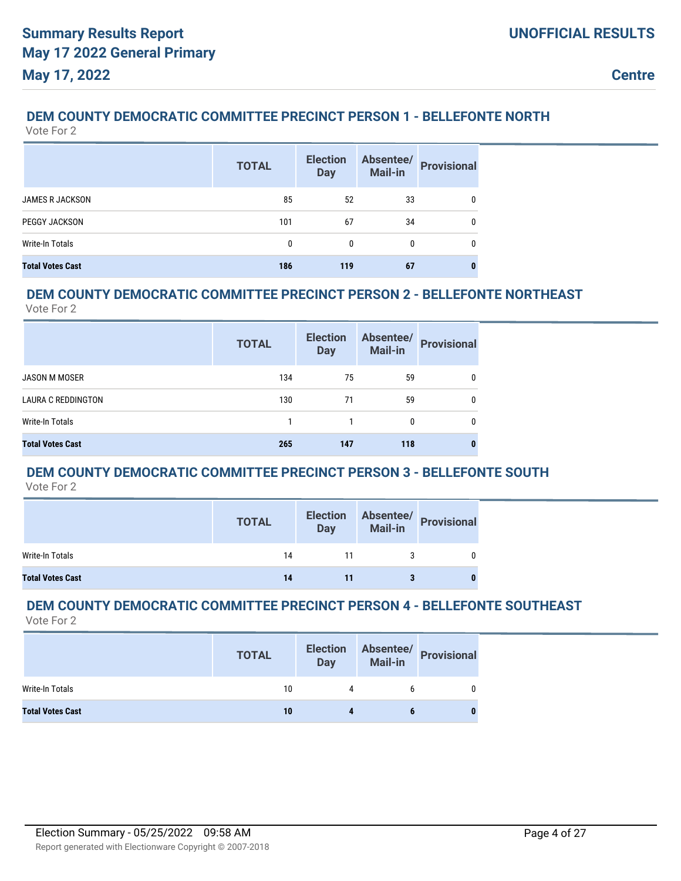## DEM COUNTY DEMOCRATIC COMMITTEE PRECINCT PERSON 1 - BELLEFONTE NORTH

Vote For 2

| | TOTAL | Election Day | Absentee/ Mail-in | Provisional |
|---|---|---|---|---|
| JAMES R JACKSON | 85 | 52 | 33 | 0 |
| PEGGY JACKSON | 101 | 67 | 34 | 0 |
| Write-In Totals | 0 | 0 | 0 | 0 |
| **Total Votes Cast** | **186** | **119** | **67** | **0** |

## DEM COUNTY DEMOCRATIC COMMITTEE PRECINCT PERSON 2 - BELLEFONTE NORTHEAST

Vote For 2

| | TOTAL | Election Day | Absentee/ Mail-in | Provisional |
|---|---|---|---|---|
| JASON M MOSER | 134 | 75 | 59 | 0 |
| LAURA C REDDINGTON | 130 | 71 | 59 | 0 |
| Write-In Totals | 1 | 1 | 0 | 0 |
| **Total Votes Cast** | **265** | **147** | **118** | **0** |

## DEM COUNTY DEMOCRATIC COMMITTEE PRECINCT PERSON 3 - BELLEFONTE SOUTH

Vote For 2

| | TOTAL | Election Day | Absentee/ Mail-in | Provisional |
|---|---|---|---|---|
| Write-In Totals | 14 | 11 | 3 | 0 |
| **Total Votes Cast** | **14** | **11** | **3** | **0** |

## DEM COUNTY DEMOCRATIC COMMITTEE PRECINCT PERSON 4 - BELLEFONTE SOUTHEAST

Vote For 2

| | TOTAL | Election Day | Absentee/ Mail-in | Provisional |
|---|---|---|---|---|
| Write-In Totals | 10 | 4 | 6 | 0 |
| **Total Votes Cast** | **10** | **4** | **6** | **0** |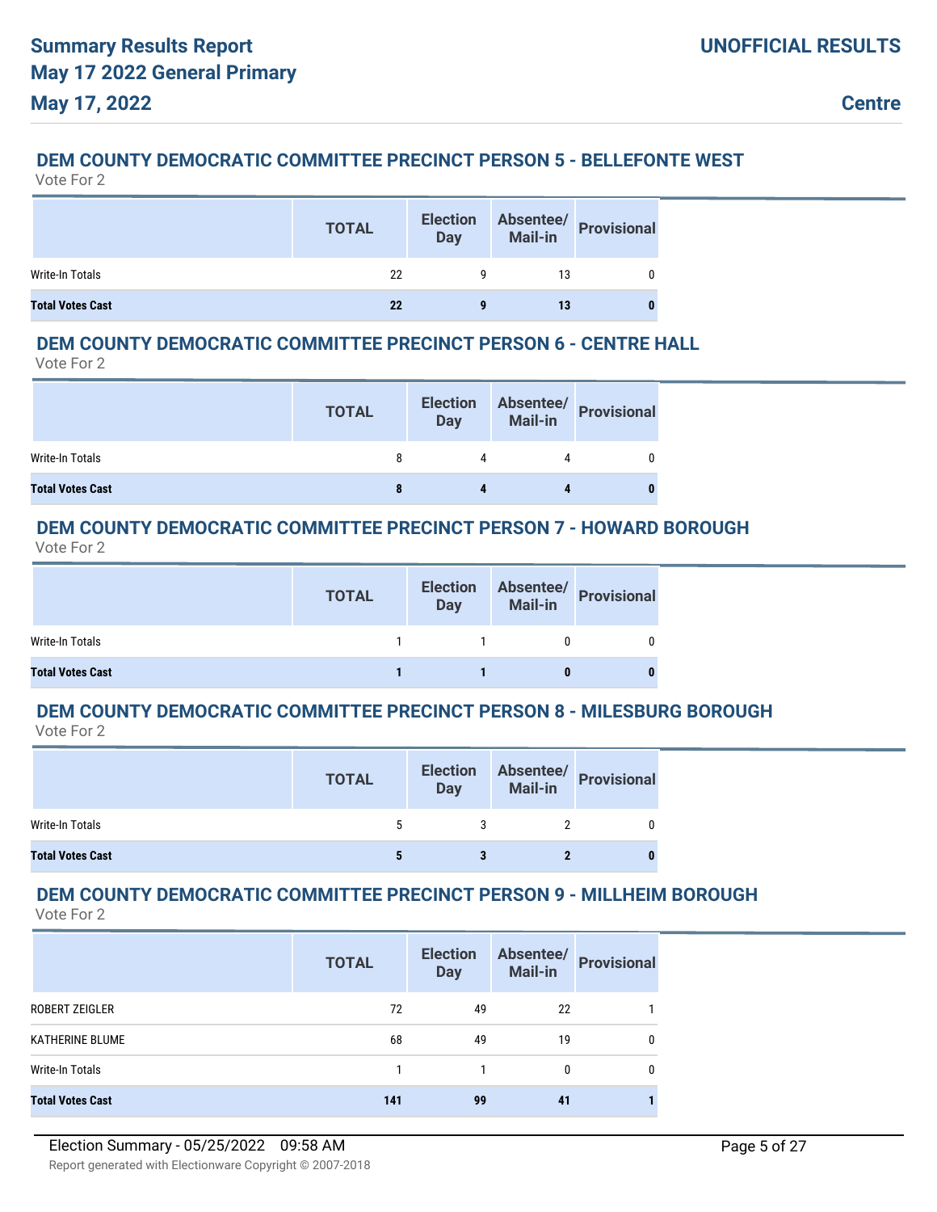### DEM COUNTY DEMOCRATIC COMMITTEE PRECINCT PERSON 5 - BELLEFONTE WEST

Vote For 2

| | TOTAL | Election Day | Absentee/ Mail-in | Provisional |
|---|---|---|---|---|
| Write-In Totals | 22 | 9 | 13 | 0 |
| **Total Votes Cast** | **22** | **9** | **13** | **0** |

### DEM COUNTY DEMOCRATIC COMMITTEE PRECINCT PERSON 6 - CENTRE HALL

Vote For 2

| | TOTAL | Election Day | Absentee/ Mail-in | Provisional |
|---|---|---|---|---|
| Write-In Totals | 8 | 4 | 4 | 0 |
| **Total Votes Cast** | **8** | **4** | **4** | **0** |

### DEM COUNTY DEMOCRATIC COMMITTEE PRECINCT PERSON 7 - HOWARD BOROUGH

Vote For 2

| | TOTAL | Election Day | Absentee/ Mail-in | Provisional |
|---|---|---|---|---|
| Write-In Totals | 1 | 1 | 0 | 0 |
| **Total Votes Cast** | **1** | **1** | **0** | **0** |

### DEM COUNTY DEMOCRATIC COMMITTEE PRECINCT PERSON 8 - MILESBURG BOROUGH

Vote For 2

| | TOTAL | Election Day | Absentee/ Mail-in | Provisional |
|---|---|---|---|---|
| Write-In Totals | 5 | 3 | 2 | 0 |
| **Total Votes Cast** | **5** | **3** | **2** | **0** |

### DEM COUNTY DEMOCRATIC COMMITTEE PRECINCT PERSON 9 - MILLHEIM BOROUGH

Vote For 2

| | TOTAL | Election Day | Absentee/ Mail-in | Provisional |
|---|---|---|---|---|
| ROBERT ZEIGLER | 72 | 49 | 22 | 1 |
| KATHERINE BLUME | 68 | 49 | 19 | 0 |
| Write-In Totals | 1 | 1 | 0 | 0 |
| **Total Votes Cast** | **141** | **99** | **41** | **1** |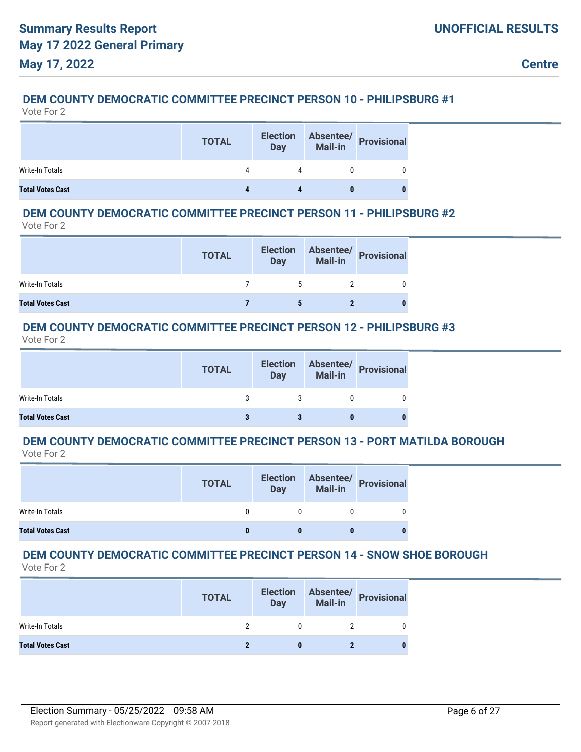## DEM COUNTY DEMOCRATIC COMMITTEE PRECINCT PERSON 10 - PHILIPSBURG #1

Vote For 2

| | TOTAL | Election Day | Absentee/ Mail-in | Provisional |
|---|---|---|---|---|
| Write-In Totals | 4 | 4 | 0 | 0 |
| **Total Votes Cast** | **4** | **4** | **0** | **0** |

## DEM COUNTY DEMOCRATIC COMMITTEE PRECINCT PERSON 11 - PHILIPSBURG #2

Vote For 2

| | TOTAL | Election Day | Absentee/ Mail-in | Provisional |
|---|---|---|---|---|
| Write-In Totals | 7 | 5 | 2 | 0 |
| **Total Votes Cast** | **7** | **5** | **2** | **0** |

## DEM COUNTY DEMOCRATIC COMMITTEE PRECINCT PERSON 12 - PHILIPSBURG #3

Vote For 2

| | TOTAL | Election Day | Absentee/ Mail-in | Provisional |
|---|---|---|---|---|
| Write-In Totals | 3 | 3 | 0 | 0 |
| **Total Votes Cast** | **3** | **3** | **0** | **0** |

## DEM COUNTY DEMOCRATIC COMMITTEE PRECINCT PERSON 13 - PORT MATILDA BOROUGH

Vote For 2

| | TOTAL | Election Day | Absentee/ Mail-in | Provisional |
|---|---|---|---|---|
| Write-In Totals | 0 | 0 | 0 | 0 |
| **Total Votes Cast** | **0** | **0** | **0** | **0** |

## DEM COUNTY DEMOCRATIC COMMITTEE PRECINCT PERSON 14 - SNOW SHOE BOROUGH

Vote For 2

| | TOTAL | Election Day | Absentee/ Mail-in | Provisional |
|---|---|---|---|---|
| Write-In Totals | 2 | 0 | 2 | 0 |
| **Total Votes Cast** | **2** | **0** | **2** | **0** |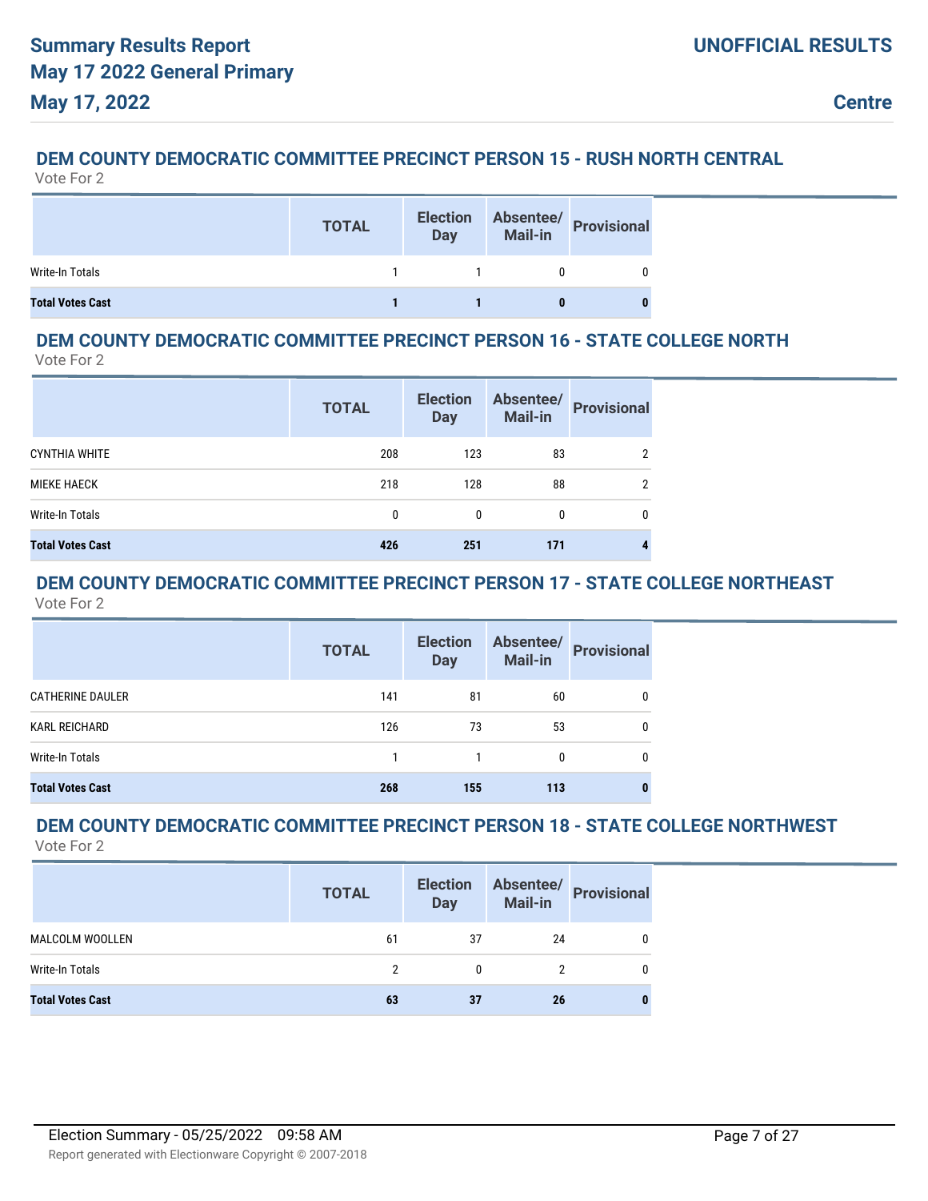### DEM COUNTY DEMOCRATIC COMMITTEE PRECINCT PERSON 15 - RUSH NORTH CENTRAL

Vote For 2

| | TOTAL | Election Day | Absentee/ Mail-in | Provisional |
|---|---|---|---|---|
| Write-In Totals | 1 | 1 | 0 | 0 |
| **Total Votes Cast** | **1** | **1** | **0** | **0** |

### DEM COUNTY DEMOCRATIC COMMITTEE PRECINCT PERSON 16 - STATE COLLEGE NORTH

Vote For 2

| | TOTAL | Election Day | Absentee/ Mail-in | Provisional |
|---|---|---|---|---|
| CYNTHIA WHITE | 208 | 123 | 83 | 2 |
| MIEKE HAECK | 218 | 128 | 88 | 2 |
| Write-In Totals | 0 | 0 | 0 | 0 |
| **Total Votes Cast** | **426** | **251** | **171** | **4** |

### DEM COUNTY DEMOCRATIC COMMITTEE PRECINCT PERSON 17 - STATE COLLEGE NORTHEAST

Vote For 2

| | TOTAL | Election Day | Absentee/ Mail-in | Provisional |
|---|---|---|---|---|
| CATHERINE DAULER | 141 | 81 | 60 | 0 |
| KARL REICHARD | 126 | 73 | 53 | 0 |
| Write-In Totals | 1 | 1 | 0 | 0 |
| **Total Votes Cast** | **268** | **155** | **113** | **0** |

### DEM COUNTY DEMOCRATIC COMMITTEE PRECINCT PERSON 18 - STATE COLLEGE NORTHWEST

Vote For 2

| | TOTAL | Election Day | Absentee/ Mail-in | Provisional |
|---|---|---|---|---|
| MALCOLM WOOLLEN | 61 | 37 | 24 | 0 |
| Write-In Totals | 2 | 0 | 2 | 0 |
| **Total Votes Cast** | **63** | **37** | **26** | **0** |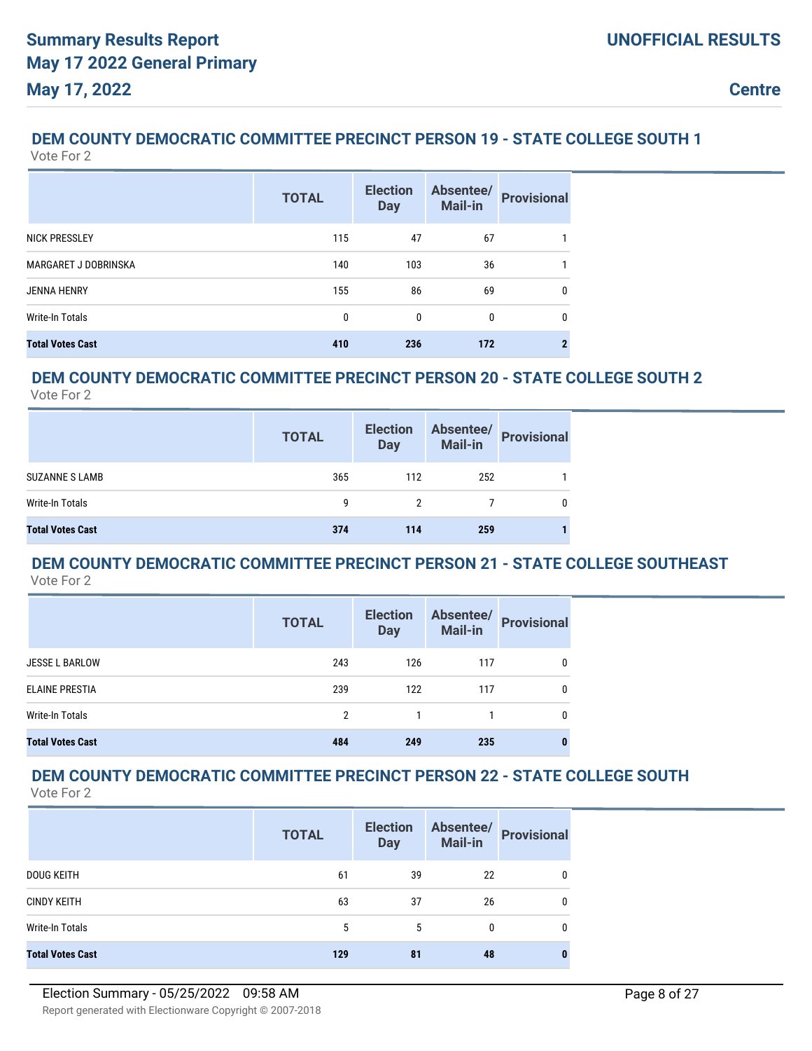## DEM COUNTY DEMOCRATIC COMMITTEE PRECINCT PERSON 19 - STATE COLLEGE SOUTH 1

Vote For 2

| | TOTAL | Election Day | Absentee/ Mail-in | Provisional |
|---|---|---|---|---|
| NICK PRESSLEY | 115 | 47 | 67 | 1 |
| MARGARET J DOBRINSKA | 140 | 103 | 36 | 1 |
| JENNA HENRY | 155 | 86 | 69 | 0 |
| Write-In Totals | 0 | 0 | 0 | 0 |
| **Total Votes Cast** | **410** | **236** | **172** | **2** |

## DEM COUNTY DEMOCRATIC COMMITTEE PRECINCT PERSON 20 - STATE COLLEGE SOUTH 2

Vote For 2

| | TOTAL | Election Day | Absentee/ Mail-in | Provisional |
|---|---|---|---|---|
| SUZANNE S LAMB | 365 | 112 | 252 | 1 |
| Write-In Totals | 9 | 2 | 7 | 0 |
| **Total Votes Cast** | **374** | **114** | **259** | **1** |

## DEM COUNTY DEMOCRATIC COMMITTEE PRECINCT PERSON 21 - STATE COLLEGE SOUTHEAST

Vote For 2

| | TOTAL | Election Day | Absentee/ Mail-in | Provisional |
|---|---|---|---|---|
| JESSE L BARLOW | 243 | 126 | 117 | 0 |
| ELAINE PRESTIA | 239 | 122 | 117 | 0 |
| Write-In Totals | 2 | 1 | 1 | 0 |
| **Total Votes Cast** | **484** | **249** | **235** | **0** |

## DEM COUNTY DEMOCRATIC COMMITTEE PRECINCT PERSON 22 - STATE COLLEGE SOUTH

Vote For 2

| | TOTAL | Election Day | Absentee/ Mail-in | Provisional |
|---|---|---|---|---|
| DOUG KEITH | 61 | 39 | 22 | 0 |
| CINDY KEITH | 63 | 37 | 26 | 0 |
| Write-In Totals | 5 | 5 | 0 | 0 |
| **Total Votes Cast** | **129** | **81** | **48** | **0** |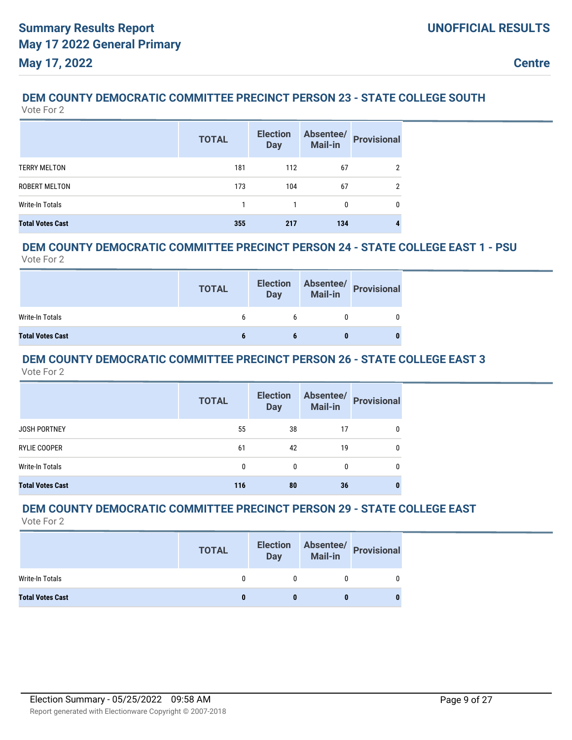## DEM COUNTY DEMOCRATIC COMMITTEE PRECINCT PERSON 23 - STATE COLLEGE SOUTH

Vote For 2

| | TOTAL | Election Day | Absentee/ Mail-in | Provisional |
|---|---|---|---|---|
| TERRY MELTON | 181 | 112 | 67 | 2 |
| ROBERT MELTON | 173 | 104 | 67 | 2 |
| Write-In Totals | 1 | 1 | 0 | 0 |
| **Total Votes Cast** | **355** | **217** | **134** | **4** |

## DEM COUNTY DEMOCRATIC COMMITTEE PRECINCT PERSON 24 - STATE COLLEGE EAST 1 - PSU

Vote For 2

| | TOTAL | Election Day | Absentee/ Mail-in | Provisional |
|---|---|---|---|---|
| Write-In Totals | 6 | 6 | 0 | 0 |
| **Total Votes Cast** | **6** | **6** | **0** | **0** |

## DEM COUNTY DEMOCRATIC COMMITTEE PRECINCT PERSON 26 - STATE COLLEGE EAST 3

Vote For 2

| | TOTAL | Election Day | Absentee/ Mail-in | Provisional |
|---|---|---|---|---|
| JOSH PORTNEY | 55 | 38 | 17 | 0 |
| RYLIE COOPER | 61 | 42 | 19 | 0 |
| Write-In Totals | 0 | 0 | 0 | 0 |
| **Total Votes Cast** | **116** | **80** | **36** | **0** |

## DEM COUNTY DEMOCRATIC COMMITTEE PRECINCT PERSON 29 - STATE COLLEGE EAST

Vote For 2

| | TOTAL | Election Day | Absentee/ Mail-in | Provisional |
|---|---|---|---|---|
| Write-In Totals | 0 | 0 | 0 | 0 |
| **Total Votes Cast** | **0** | **0** | **0** | **0** |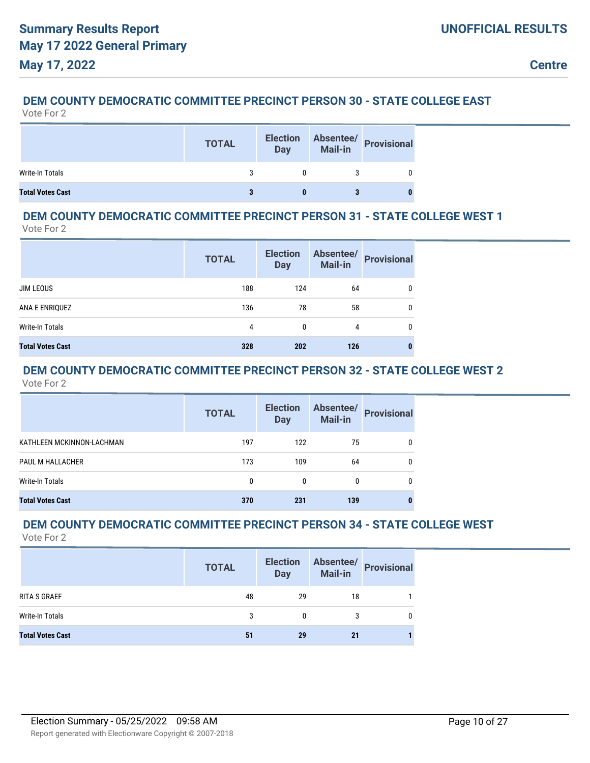## DEM COUNTY DEMOCRATIC COMMITTEE PRECINCT PERSON 30 - STATE COLLEGE EAST

Vote For 2

| | TOTAL | Election Day | Absentee/ Mail-in | Provisional |
|---|---|---|---|---|
| Write-In Totals | 3 | 0 | 3 | 0 |
| **Total Votes Cast** | **3** | **0** | **3** | **0** |

## DEM COUNTY DEMOCRATIC COMMITTEE PRECINCT PERSON 31 - STATE COLLEGE WEST 1

Vote For 2

| | TOTAL | Election Day | Absentee/ Mail-in | Provisional |
|---|---|---|---|---|
| JIM LEOUS | 188 | 124 | 64 | 0 |
| ANA E ENRIQUEZ | 136 | 78 | 58 | 0 |
| Write-In Totals | 4 | 0 | 4 | 0 |
| **Total Votes Cast** | **328** | **202** | **126** | **0** |

## DEM COUNTY DEMOCRATIC COMMITTEE PRECINCT PERSON 32 - STATE COLLEGE WEST 2

Vote For 2

| | TOTAL | Election Day | Absentee/ Mail-in | Provisional |
|---|---|---|---|---|
| KATHLEEN MCKINNON-LACHMAN | 197 | 122 | 75 | 0 |
| PAUL M HALLACHER | 173 | 109 | 64 | 0 |
| Write-In Totals | 0 | 0 | 0 | 0 |
| **Total Votes Cast** | **370** | **231** | **139** | **0** |

## DEM COUNTY DEMOCRATIC COMMITTEE PRECINCT PERSON 34 - STATE COLLEGE WEST

Vote For 2

| | TOTAL | Election Day | Absentee/ Mail-in | Provisional |
|---|---|---|---|---|
| RITA S GRAEF | 48 | 29 | 18 | 1 |
| Write-In Totals | 3 | 0 | 3 | 0 |
| **Total Votes Cast** | **51** | **29** | **21** | **1** |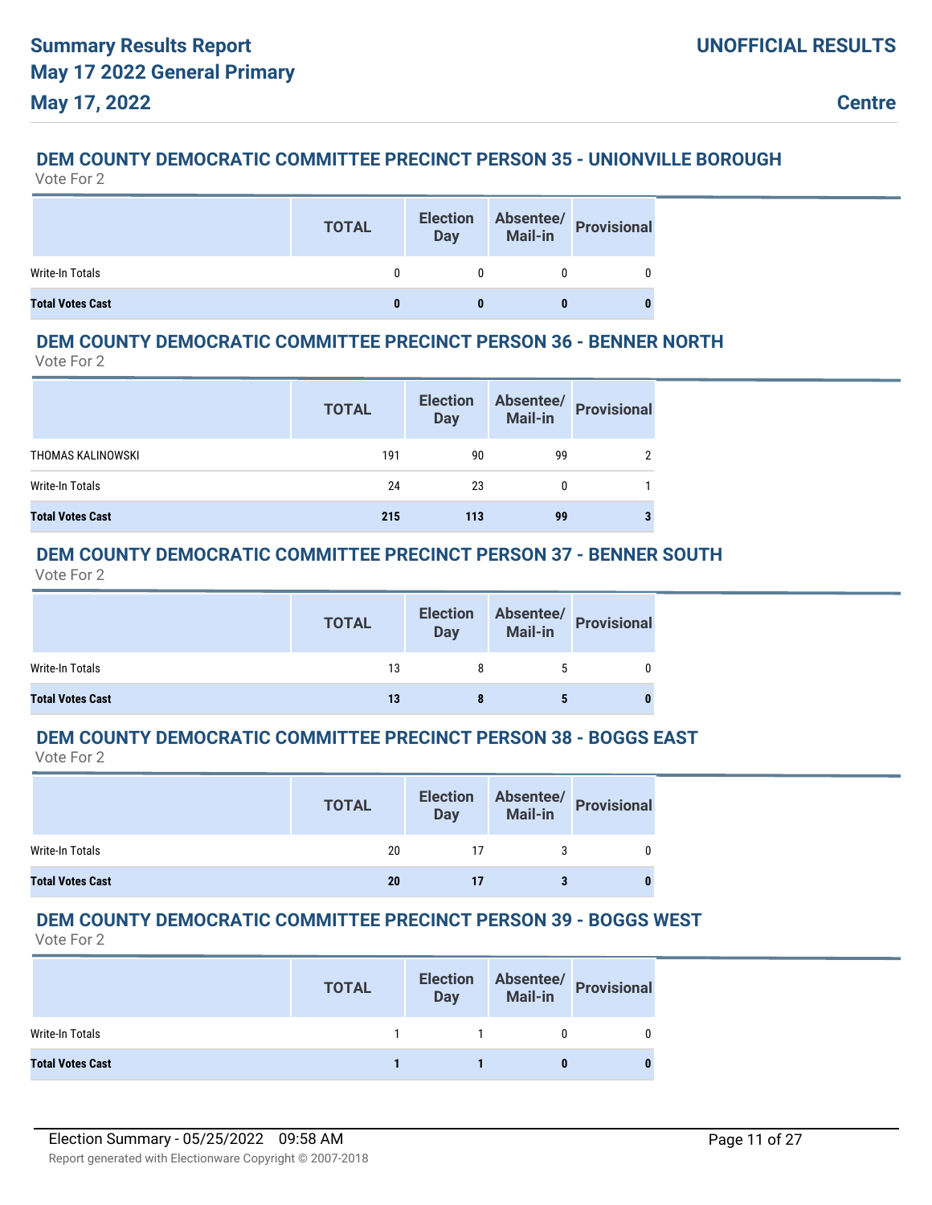## DEM COUNTY DEMOCRATIC COMMITTEE PRECINCT PERSON 35 - UNIONVILLE BOROUGH

Vote For 2

| | TOTAL | Election Day | Absentee/ Mail-in | Provisional |
|---|---|---|---|---|
| Write-In Totals | 0 | 0 | 0 | 0 |
| **Total Votes Cast** | **0** | **0** | **0** | **0** |

## DEM COUNTY DEMOCRATIC COMMITTEE PRECINCT PERSON 36 - BENNER NORTH

Vote For 2

| | TOTAL | Election Day | Absentee/ Mail-in | Provisional |
|---|---|---|---|---|
| THOMAS KALINOWSKI | 191 | 90 | 99 | 2 |
| Write-In Totals | 24 | 23 | 0 | 1 |
| **Total Votes Cast** | **215** | **113** | **99** | **3** |

## DEM COUNTY DEMOCRATIC COMMITTEE PRECINCT PERSON 37 - BENNER SOUTH

Vote For 2

| | TOTAL | Election Day | Absentee/ Mail-in | Provisional |
|---|---|---|---|---|
| Write-In Totals | 13 | 8 | 5 | 0 |
| **Total Votes Cast** | **13** | **8** | **5** | **0** |

## DEM COUNTY DEMOCRATIC COMMITTEE PRECINCT PERSON 38 - BOGGS EAST

Vote For 2

| | TOTAL | Election Day | Absentee/ Mail-in | Provisional |
|---|---|---|---|---|
| Write-In Totals | 20 | 17 | 3 | 0 |
| **Total Votes Cast** | **20** | **17** | **3** | **0** |

## DEM COUNTY DEMOCRATIC COMMITTEE PRECINCT PERSON 39 - BOGGS WEST

Vote For 2

| | TOTAL | Election Day | Absentee/ Mail-in | Provisional |
|---|---|---|---|---|
| Write-In Totals | 1 | 1 | 0 | 0 |
| **Total Votes Cast** | **1** | **1** | **0** | **0** |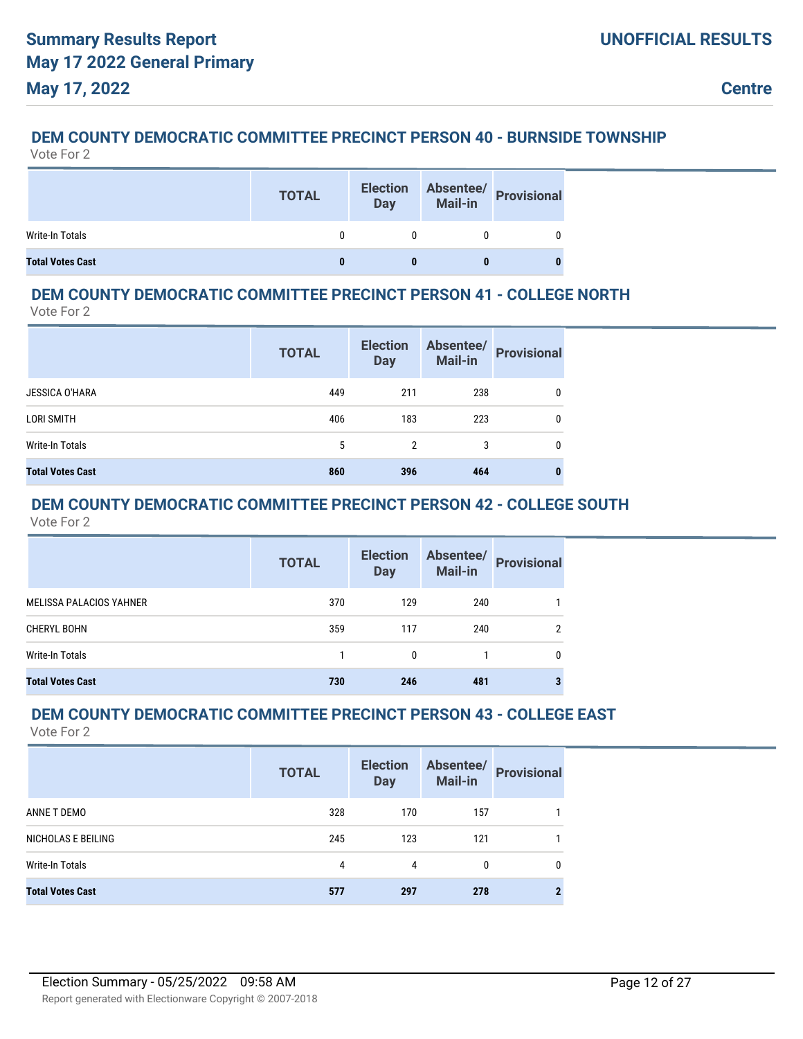## DEM COUNTY DEMOCRATIC COMMITTEE PRECINCT PERSON 40 - BURNSIDE TOWNSHIP

Vote For 2

| | TOTAL | Election Day | Absentee/ Mail-in | Provisional |
|---|---|---|---|---|
| Write-In Totals | 0 | 0 | 0 | 0 |
| **Total Votes Cast** | **0** | **0** | **0** | **0** |

## DEM COUNTY DEMOCRATIC COMMITTEE PRECINCT PERSON 41 - COLLEGE NORTH

Vote For 2

| | TOTAL | Election Day | Absentee/ Mail-in | Provisional |
|---|---|---|---|---|
| JESSICA O'HARA | 449 | 211 | 238 | 0 |
| LORI SMITH | 406 | 183 | 223 | 0 |
| Write-In Totals | 5 | 2 | 3 | 0 |
| **Total Votes Cast** | **860** | **396** | **464** | **0** |

## DEM COUNTY DEMOCRATIC COMMITTEE PRECINCT PERSON 42 - COLLEGE SOUTH

Vote For 2

| | TOTAL | Election Day | Absentee/ Mail-in | Provisional |
|---|---|---|---|---|
| MELISSA PALACIOS YAHNER | 370 | 129 | 240 | 1 |
| CHERYL BOHN | 359 | 117 | 240 | 2 |
| Write-In Totals | 1 | 0 | 1 | 0 |
| **Total Votes Cast** | **730** | **246** | **481** | **3** |

## DEM COUNTY DEMOCRATIC COMMITTEE PRECINCT PERSON 43 - COLLEGE EAST

Vote For 2

| | TOTAL | Election Day | Absentee/ Mail-in | Provisional |
|---|---|---|---|---|
| ANNE T DEMO | 328 | 170 | 157 | 1 |
| NICHOLAS E BEILING | 245 | 123 | 121 | 1 |
| Write-In Totals | 4 | 4 | 0 | 0 |
| **Total Votes Cast** | **577** | **297** | **278** | **2** |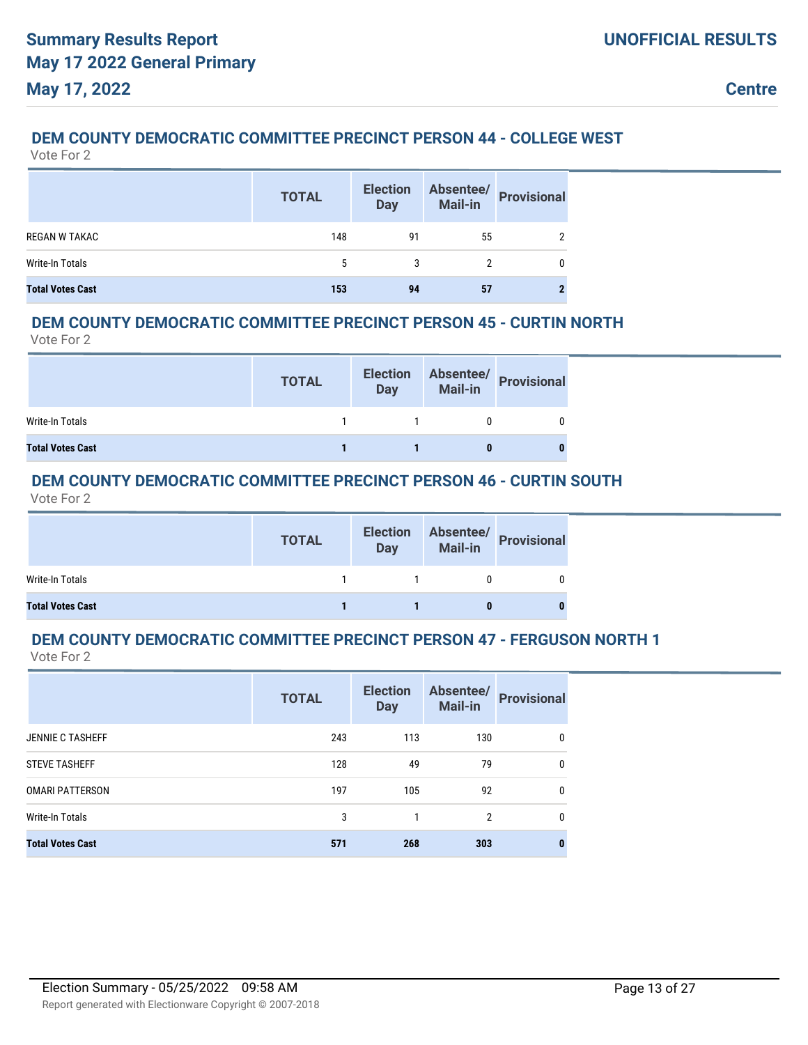### DEM COUNTY DEMOCRATIC COMMITTEE PRECINCT PERSON 44 - COLLEGE WEST

Vote For 2

| | TOTAL | Election Day | Absentee/ Mail-in | Provisional |
|---|---|---|---|---|
| REGAN W TAKAC | 148 | 91 | 55 | 2 |
| Write-In Totals | 5 | 3 | 2 | 0 |
| **Total Votes Cast** | **153** | **94** | **57** | **2** |

### DEM COUNTY DEMOCRATIC COMMITTEE PRECINCT PERSON 45 - CURTIN NORTH

Vote For 2

| | TOTAL | Election Day | Absentee/ Mail-in | Provisional |
|---|---|---|---|---|
| Write-In Totals | 1 | 1 | 0 | 0 |
| **Total Votes Cast** | **1** | **1** | **0** | **0** |

### DEM COUNTY DEMOCRATIC COMMITTEE PRECINCT PERSON 46 - CURTIN SOUTH

Vote For 2

| | TOTAL | Election Day | Absentee/ Mail-in | Provisional |
|---|---|---|---|---|
| Write-In Totals | 1 | 1 | 0 | 0 |
| **Total Votes Cast** | **1** | **1** | **0** | **0** |

### DEM COUNTY DEMOCRATIC COMMITTEE PRECINCT PERSON 47 - FERGUSON NORTH 1

Vote For 2

| | TOTAL | Election Day | Absentee/ Mail-in | Provisional |
|---|---|---|---|---|
| JENNIE C TASHEFF | 243 | 113 | 130 | 0 |
| STEVE TASHEFF | 128 | 49 | 79 | 0 |
| OMARI PATTERSON | 197 | 105 | 92 | 0 |
| Write-In Totals | 3 | 1 | 2 | 0 |
| **Total Votes Cast** | **571** | **268** | **303** | **0** |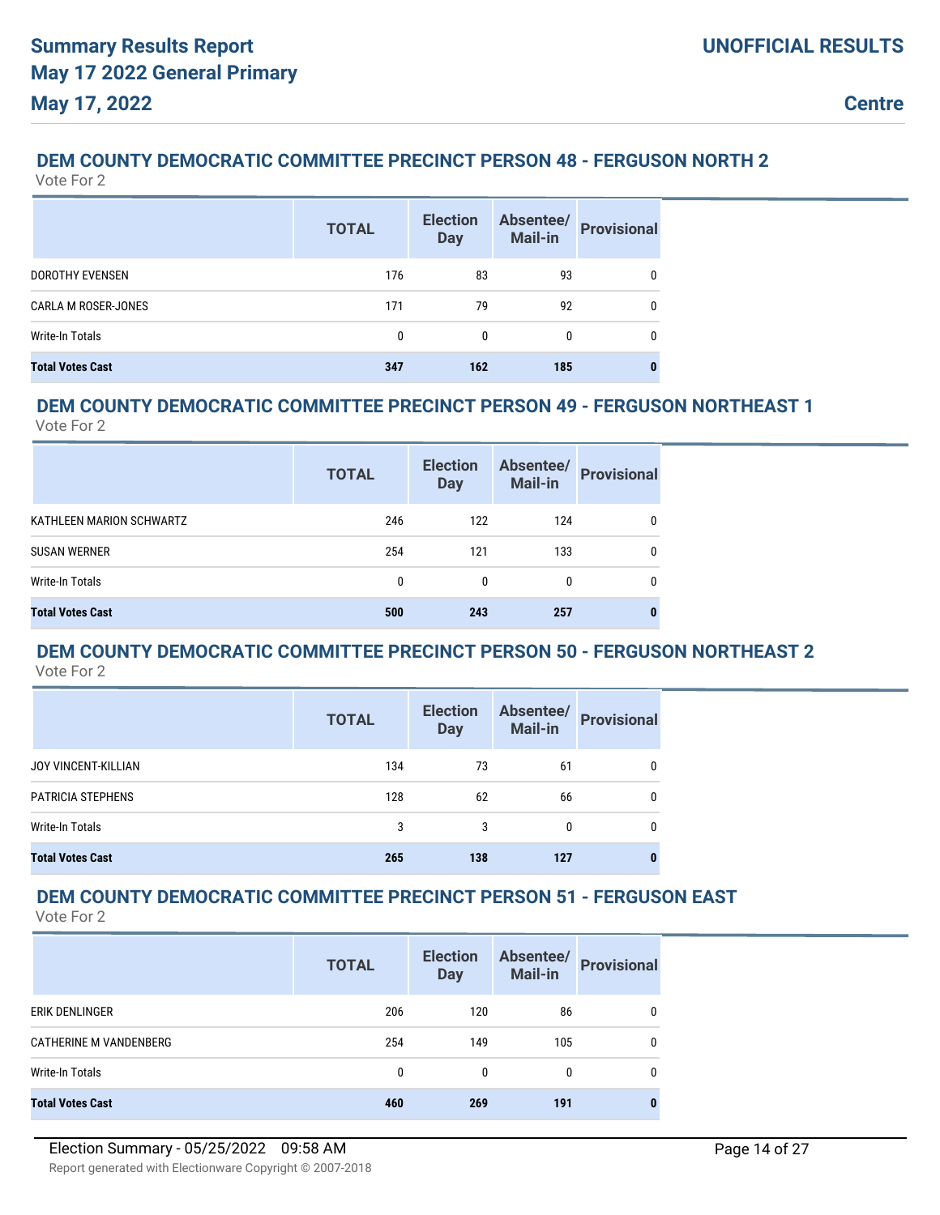## DEM COUNTY DEMOCRATIC COMMITTEE PRECINCT PERSON 48 - FERGUSON NORTH 2

Vote For 2

| | TOTAL | Election Day | Absentee/ Mail-in | Provisional |
|---|---|---|---|---|
| DOROTHY EVENSEN | 176 | 83 | 93 | 0 |
| CARLA M ROSER-JONES | 171 | 79 | 92 | 0 |
| Write-In Totals | 0 | 0 | 0 | 0 |
| **Total Votes Cast** | **347** | **162** | **185** | **0** |

## DEM COUNTY DEMOCRATIC COMMITTEE PRECINCT PERSON 49 - FERGUSON NORTHEAST 1

Vote For 2

| | TOTAL | Election Day | Absentee/ Mail-in | Provisional |
|---|---|---|---|---|
| KATHLEEN MARION SCHWARTZ | 246 | 122 | 124 | 0 |
| SUSAN WERNER | 254 | 121 | 133 | 0 |
| Write-In Totals | 0 | 0 | 0 | 0 |
| **Total Votes Cast** | **500** | **243** | **257** | **0** |

## DEM COUNTY DEMOCRATIC COMMITTEE PRECINCT PERSON 50 - FERGUSON NORTHEAST 2

Vote For 2

| | TOTAL | Election Day | Absentee/ Mail-in | Provisional |
|---|---|---|---|---|
| JOY VINCENT-KILLIAN | 134 | 73 | 61 | 0 |
| PATRICIA STEPHENS | 128 | 62 | 66 | 0 |
| Write-In Totals | 3 | 3 | 0 | 0 |
| **Total Votes Cast** | **265** | **138** | **127** | **0** |

## DEM COUNTY DEMOCRATIC COMMITTEE PRECINCT PERSON 51 - FERGUSON EAST

Vote For 2

| | TOTAL | Election Day | Absentee/ Mail-in | Provisional |
|---|---|---|---|---|
| ERIK DENLINGER | 206 | 120 | 86 | 0 |
| CATHERINE M VANDENBERG | 254 | 149 | 105 | 0 |
| Write-In Totals | 0 | 0 | 0 | 0 |
| **Total Votes Cast** | **460** | **269** | **191** | **0** |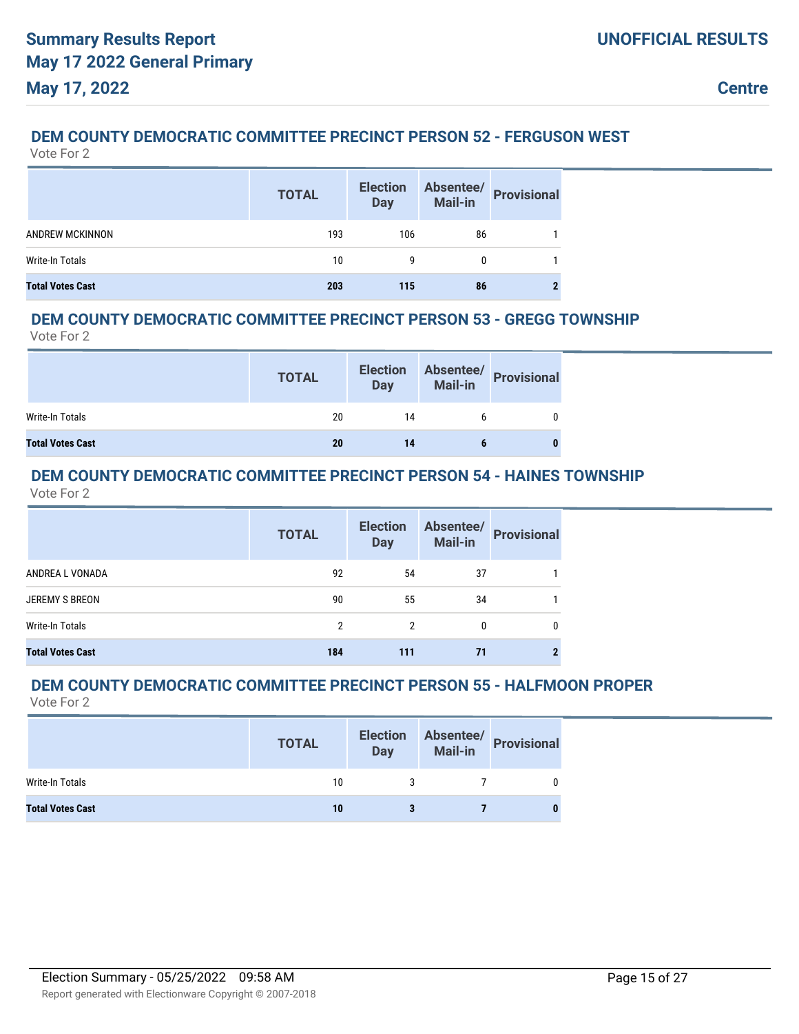### DEM COUNTY DEMOCRATIC COMMITTEE PRECINCT PERSON 52 - FERGUSON WEST

Vote For 2

| | TOTAL | Election Day | Absentee/ Mail-in | Provisional |
|---|---|---|---|---|
| ANDREW MCKINNON | 193 | 106 | 86 | 1 |
| Write-In Totals | 10 | 9 | 0 | 1 |
| **Total Votes Cast** | **203** | **115** | **86** | **2** |

### DEM COUNTY DEMOCRATIC COMMITTEE PRECINCT PERSON 53 - GREGG TOWNSHIP

Vote For 2

| | TOTAL | Election Day | Absentee/ Mail-in | Provisional |
|---|---|---|---|---|
| Write-In Totals | 20 | 14 | 6 | 0 |
| **Total Votes Cast** | **20** | **14** | **6** | **0** |

### DEM COUNTY DEMOCRATIC COMMITTEE PRECINCT PERSON 54 - HAINES TOWNSHIP

Vote For 2

| | TOTAL | Election Day | Absentee/ Mail-in | Provisional |
|---|---|---|---|---|
| ANDREA L VONADA | 92 | 54 | 37 | 1 |
| JEREMY S BREON | 90 | 55 | 34 | 1 |
| Write-In Totals | 2 | 2 | 0 | 0 |
| **Total Votes Cast** | **184** | **111** | **71** | **2** |

### DEM COUNTY DEMOCRATIC COMMITTEE PRECINCT PERSON 55 - HALFMOON PROPER

Vote For 2

| | TOTAL | Election Day | Absentee/ Mail-in | Provisional |
|---|---|---|---|---|
| Write-In Totals | 10 | 3 | 7 | 0 |
| **Total Votes Cast** | **10** | **3** | **7** | **0** |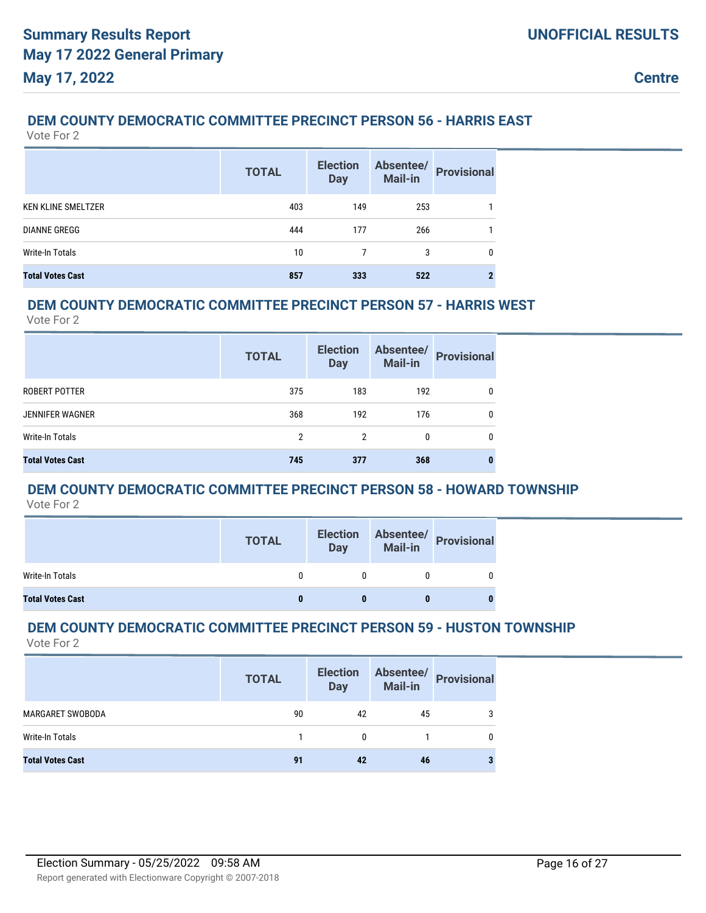## DEM COUNTY DEMOCRATIC COMMITTEE PRECINCT PERSON 56 - HARRIS EAST

Vote For 2

| | TOTAL | Election Day | Absentee/ Mail-in | Provisional |
|---|---|---|---|---|
| KEN KLINE SMELTZER | 403 | 149 | 253 | 1 |
| DIANNE GREGG | 444 | 177 | 266 | 1 |
| Write-In Totals | 10 | 7 | 3 | 0 |
| **Total Votes Cast** | **857** | **333** | **522** | **2** |

## DEM COUNTY DEMOCRATIC COMMITTEE PRECINCT PERSON 57 - HARRIS WEST

Vote For 2

| | TOTAL | Election Day | Absentee/ Mail-in | Provisional |
|---|---|---|---|---|
| ROBERT POTTER | 375 | 183 | 192 | 0 |
| JENNIFER WAGNER | 368 | 192 | 176 | 0 |
| Write-In Totals | 2 | 2 | 0 | 0 |
| **Total Votes Cast** | **745** | **377** | **368** | **0** |

## DEM COUNTY DEMOCRATIC COMMITTEE PRECINCT PERSON 58 - HOWARD TOWNSHIP

Vote For 2

| | TOTAL | Election Day | Absentee/ Mail-in | Provisional |
|---|---|---|---|---|
| Write-In Totals | 0 | 0 | 0 | 0 |
| **Total Votes Cast** | **0** | **0** | **0** | **0** |

## DEM COUNTY DEMOCRATIC COMMITTEE PRECINCT PERSON 59 - HUSTON TOWNSHIP

Vote For 2

| | TOTAL | Election Day | Absentee/ Mail-in | Provisional |
|---|---|---|---|---|
| MARGARET SWOBODA | 90 | 42 | 45 | 3 |
| Write-In Totals | 1 | 0 | 1 | 0 |
| **Total Votes Cast** | **91** | **42** | **46** | **3** |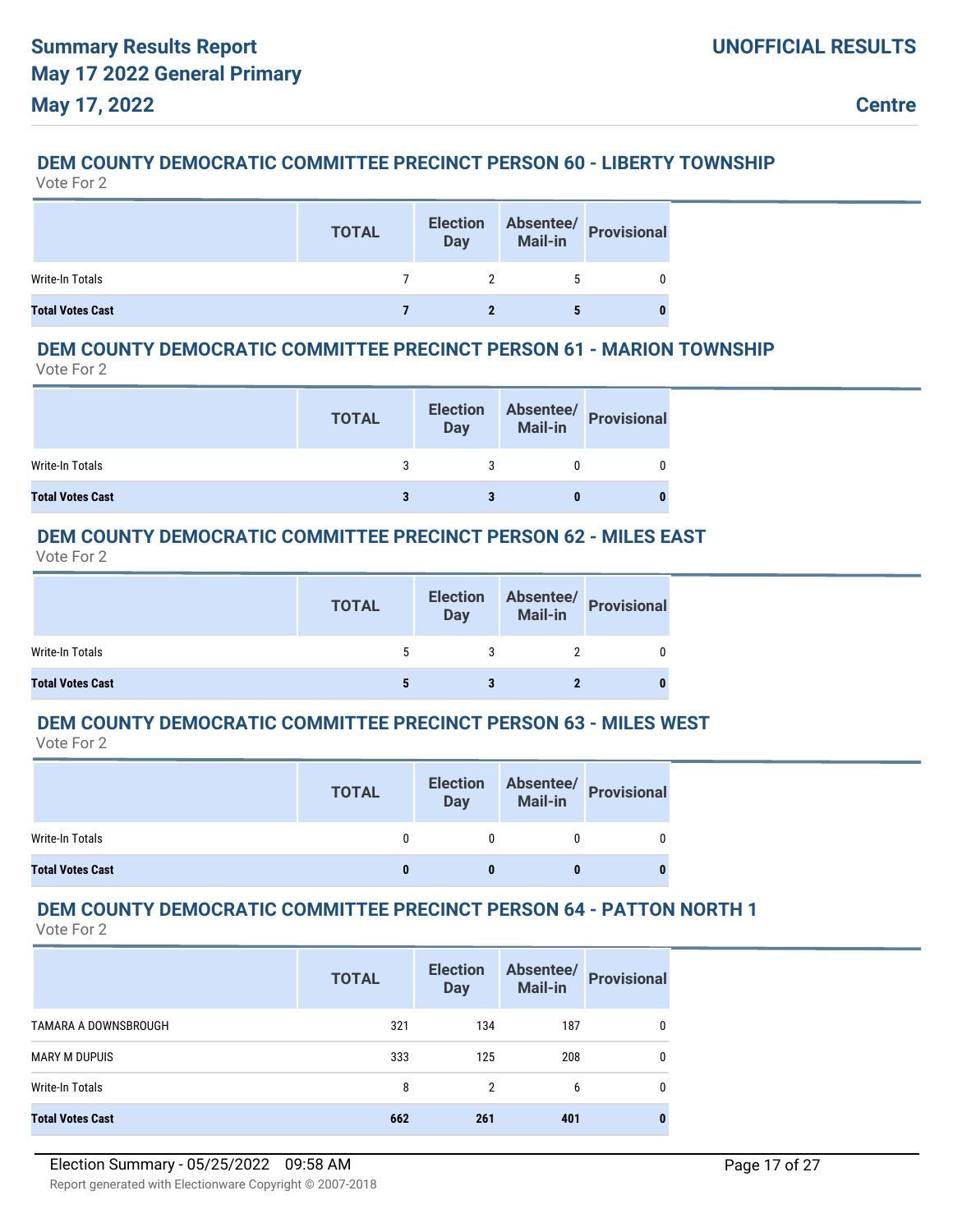### DEM COUNTY DEMOCRATIC COMMITTEE PRECINCT PERSON 60 - LIBERTY TOWNSHIP

Vote For 2

| | TOTAL | Election Day | Absentee/ Mail-in | Provisional |
|---|---|---|---|---|
| Write-In Totals | 7 | 2 | 5 | 0 |
| **Total Votes Cast** | **7** | **2** | **5** | **0** |

### DEM COUNTY DEMOCRATIC COMMITTEE PRECINCT PERSON 61 - MARION TOWNSHIP

Vote For 2

| | TOTAL | Election Day | Absentee/ Mail-in | Provisional |
|---|---|---|---|---|
| Write-In Totals | 3 | 3 | 0 | 0 |
| **Total Votes Cast** | **3** | **3** | **0** | **0** |

### DEM COUNTY DEMOCRATIC COMMITTEE PRECINCT PERSON 62 - MILES EAST

Vote For 2

| | TOTAL | Election Day | Absentee/ Mail-in | Provisional |
|---|---|---|---|---|
| Write-In Totals | 5 | 3 | 2 | 0 |
| **Total Votes Cast** | **5** | **3** | **2** | **0** |

### DEM COUNTY DEMOCRATIC COMMITTEE PRECINCT PERSON 63 - MILES WEST

Vote For 2

| | TOTAL | Election Day | Absentee/ Mail-in | Provisional |
|---|---|---|---|---|
| Write-In Totals | 0 | 0 | 0 | 0 |
| **Total Votes Cast** | **0** | **0** | **0** | **0** |

### DEM COUNTY DEMOCRATIC COMMITTEE PRECINCT PERSON 64 - PATTON NORTH 1

Vote For 2

| | TOTAL | Election Day | Absentee/ Mail-in | Provisional |
|---|---|---|---|---|
| TAMARA A DOWNSBROUGH | 321 | 134 | 187 | 0 |
| MARY M DUPUIS | 333 | 125 | 208 | 0 |
| Write-In Totals | 8 | 2 | 6 | 0 |
| **Total Votes Cast** | **662** | **261** | **401** | **0** |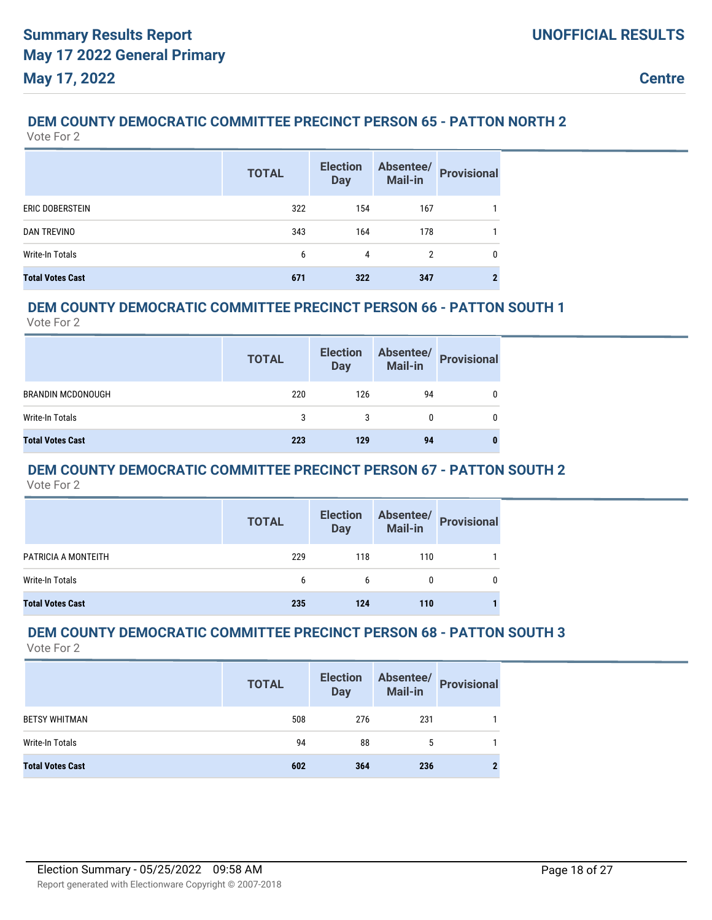## DEM COUNTY DEMOCRATIC COMMITTEE PRECINCT PERSON 65 - PATTON NORTH 2

Vote For 2

| | TOTAL | Election Day | Absentee/ Mail-in | Provisional |
|---|---|---|---|---|
| ERIC DOBERSTEIN | 322 | 154 | 167 | 1 |
| DAN TREVINO | 343 | 164 | 178 | 1 |
| Write-In Totals | 6 | 4 | 2 | 0 |
| **Total Votes Cast** | **671** | **322** | **347** | **2** |

## DEM COUNTY DEMOCRATIC COMMITTEE PRECINCT PERSON 66 - PATTON SOUTH 1

Vote For 2

| | TOTAL | Election Day | Absentee/ Mail-in | Provisional |
|---|---|---|---|---|
| BRANDIN MCDONOUGH | 220 | 126 | 94 | 0 |
| Write-In Totals | 3 | 3 | 0 | 0 |
| **Total Votes Cast** | **223** | **129** | **94** | **0** |

## DEM COUNTY DEMOCRATIC COMMITTEE PRECINCT PERSON 67 - PATTON SOUTH 2

Vote For 2

| | TOTAL | Election Day | Absentee/ Mail-in | Provisional |
|---|---|---|---|---|
| PATRICIA A MONTEITH | 229 | 118 | 110 | 1 |
| Write-In Totals | 6 | 6 | 0 | 0 |
| **Total Votes Cast** | **235** | **124** | **110** | **1** |

## DEM COUNTY DEMOCRATIC COMMITTEE PRECINCT PERSON 68 - PATTON SOUTH 3

Vote For 2

| | TOTAL | Election Day | Absentee/ Mail-in | Provisional |
|---|---|---|---|---|
| BETSY WHITMAN | 508 | 276 | 231 | 1 |
| Write-In Totals | 94 | 88 | 5 | 1 |
| **Total Votes Cast** | **602** | **364** | **236** | **2** |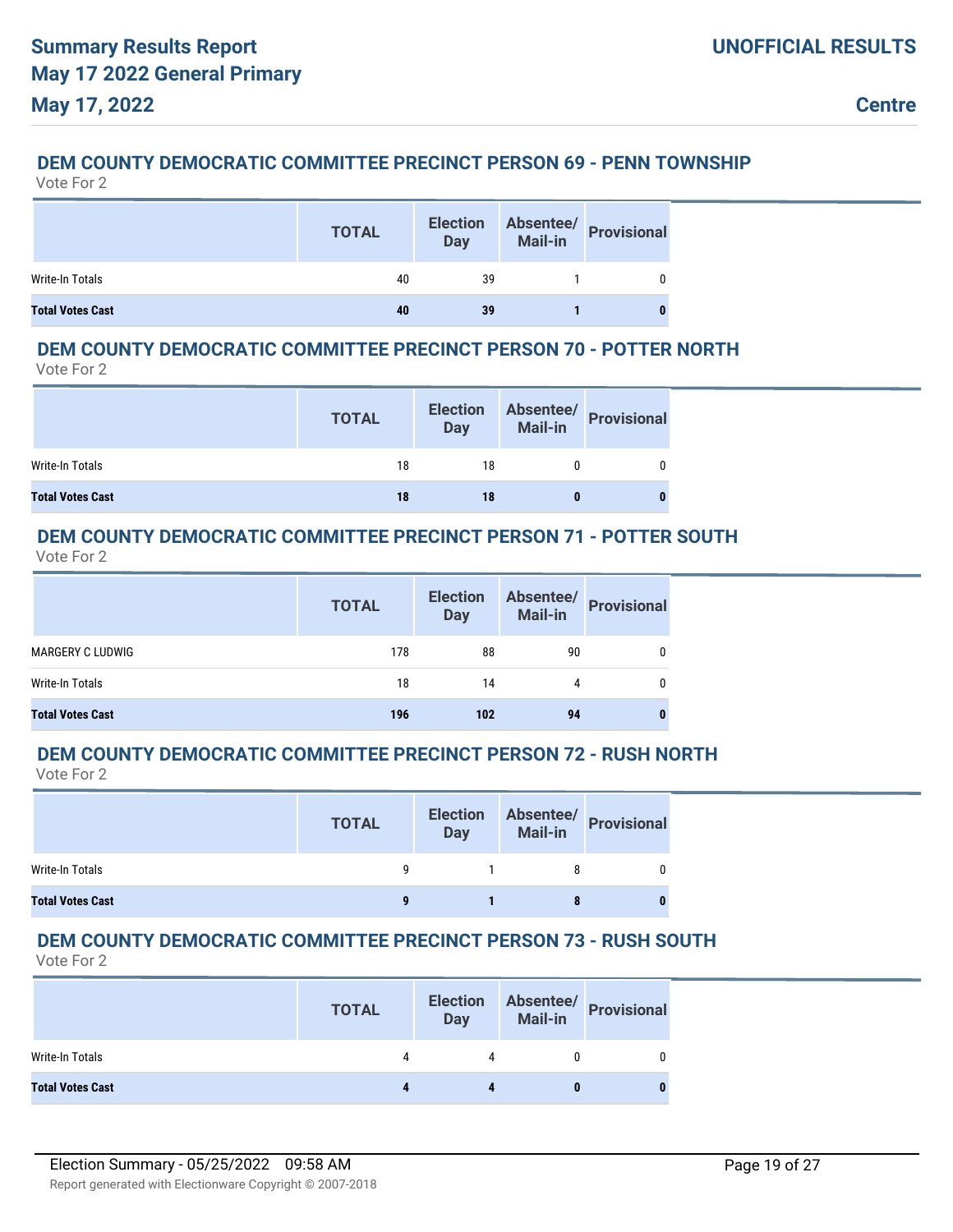### DEM COUNTY DEMOCRATIC COMMITTEE PRECINCT PERSON 69 - PENN TOWNSHIP

Vote For 2

| | TOTAL | Election Day | Absentee/ Mail-in | Provisional |
|---|---|---|---|---|
| Write-In Totals | 40 | 39 | 1 | 0 |
| **Total Votes Cast** | **40** | **39** | **1** | **0** |

### DEM COUNTY DEMOCRATIC COMMITTEE PRECINCT PERSON 70 - POTTER NORTH

Vote For 2

| | TOTAL | Election Day | Absentee/ Mail-in | Provisional |
|---|---|---|---|---|
| Write-In Totals | 18 | 18 | 0 | 0 |
| **Total Votes Cast** | **18** | **18** | **0** | **0** |

### DEM COUNTY DEMOCRATIC COMMITTEE PRECINCT PERSON 71 - POTTER SOUTH

Vote For 2

| | TOTAL | Election Day | Absentee/ Mail-in | Provisional |
|---|---|---|---|---|
| MARGERY C LUDWIG | 178 | 88 | 90 | 0 |
| Write-In Totals | 18 | 14 | 4 | 0 |
| **Total Votes Cast** | **196** | **102** | **94** | **0** |

### DEM COUNTY DEMOCRATIC COMMITTEE PRECINCT PERSON 72 - RUSH NORTH

Vote For 2

| | TOTAL | Election Day | Absentee/ Mail-in | Provisional |
|---|---|---|---|---|
| Write-In Totals | 9 | 1 | 8 | 0 |
| **Total Votes Cast** | **9** | **1** | **8** | **0** |

### DEM COUNTY DEMOCRATIC COMMITTEE PRECINCT PERSON 73 - RUSH SOUTH

Vote For 2

| | TOTAL | Election Day | Absentee/ Mail-in | Provisional |
|---|---|---|---|---|
| Write-In Totals | 4 | 4 | 0 | 0 |
| **Total Votes Cast** | **4** | **4** | **0** | **0** |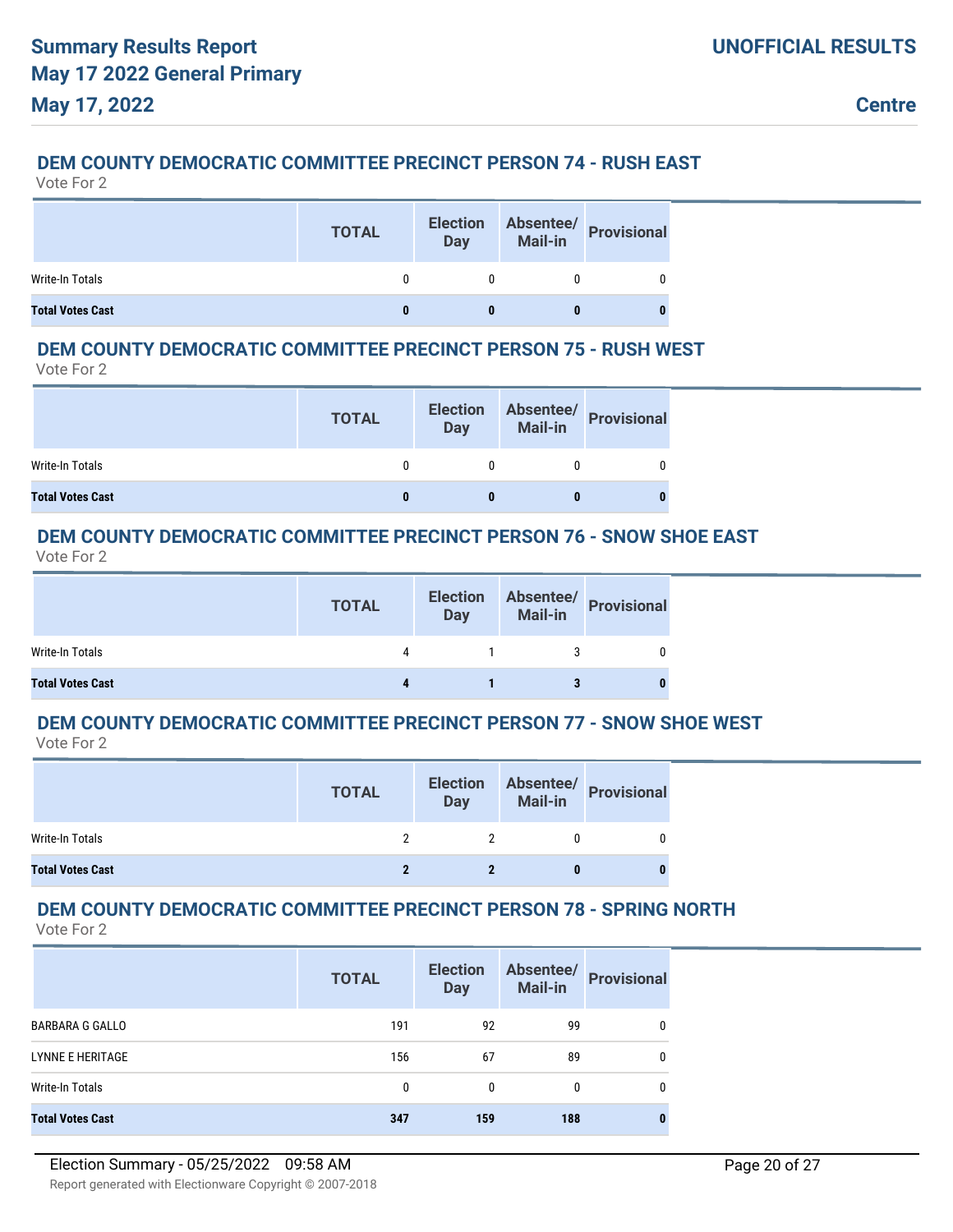## DEM COUNTY DEMOCRATIC COMMITTEE PRECINCT PERSON 74 - RUSH EAST

Vote For 2

| | TOTAL | Election Day | Absentee/ Mail-in | Provisional |
|---|---|---|---|---|
| Write-In Totals | 0 | 0 | 0 | 0 |
| **Total Votes Cast** | **0** | **0** | **0** | **0** |

## DEM COUNTY DEMOCRATIC COMMITTEE PRECINCT PERSON 75 - RUSH WEST

Vote For 2

| | TOTAL | Election Day | Absentee/ Mail-in | Provisional |
|---|---|---|---|---|
| Write-In Totals | 0 | 0 | 0 | 0 |
| **Total Votes Cast** | **0** | **0** | **0** | **0** |

## DEM COUNTY DEMOCRATIC COMMITTEE PRECINCT PERSON 76 - SNOW SHOE EAST

Vote For 2

| | TOTAL | Election Day | Absentee/ Mail-in | Provisional |
|---|---|---|---|---|
| Write-In Totals | 4 | 1 | 3 | 0 |
| **Total Votes Cast** | **4** | **1** | **3** | **0** |

## DEM COUNTY DEMOCRATIC COMMITTEE PRECINCT PERSON 77 - SNOW SHOE WEST

Vote For 2

| | TOTAL | Election Day | Absentee/ Mail-in | Provisional |
|---|---|---|---|---|
| Write-In Totals | 2 | 2 | 0 | 0 |
| **Total Votes Cast** | **2** | **2** | **0** | **0** |

## DEM COUNTY DEMOCRATIC COMMITTEE PRECINCT PERSON 78 - SPRING NORTH

Vote For 2

| | TOTAL | Election Day | Absentee/ Mail-in | Provisional |
|---|---|---|---|---|
| BARBARA G GALLO | 191 | 92 | 99 | 0 |
| LYNNE E HERITAGE | 156 | 67 | 89 | 0 |
| Write-In Totals | 0 | 0 | 0 | 0 |
| **Total Votes Cast** | **347** | **159** | **188** | **0** |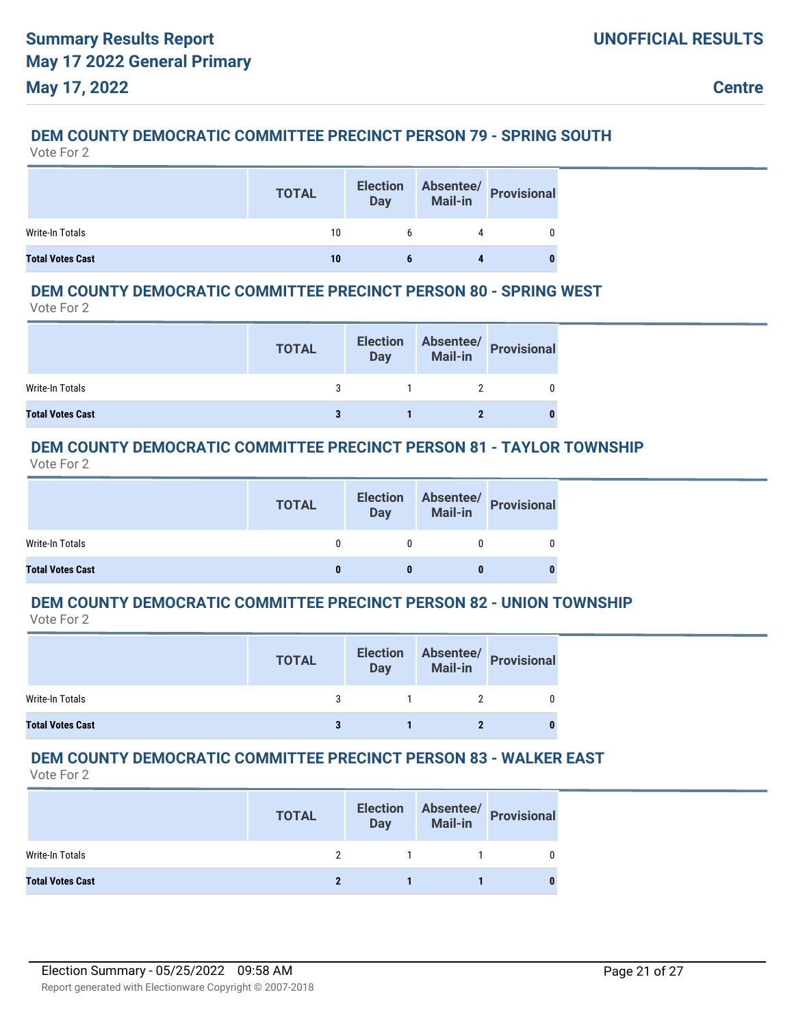## DEM COUNTY DEMOCRATIC COMMITTEE PRECINCT PERSON 79 - SPRING SOUTH

Vote For 2

| | TOTAL | Election Day | Absentee/ Mail-in | Provisional |
|---|---|---|---|---|
| Write-In Totals | 10 | 6 | 4 | 0 |
| **Total Votes Cast** | **10** | **6** | **4** | **0** |

## DEM COUNTY DEMOCRATIC COMMITTEE PRECINCT PERSON 80 - SPRING WEST

Vote For 2

| | TOTAL | Election Day | Absentee/ Mail-in | Provisional |
|---|---|---|---|---|
| Write-In Totals | 3 | 1 | 2 | 0 |
| **Total Votes Cast** | **3** | **1** | **2** | **0** |

## DEM COUNTY DEMOCRATIC COMMITTEE PRECINCT PERSON 81 - TAYLOR TOWNSHIP

Vote For 2

| | TOTAL | Election Day | Absentee/ Mail-in | Provisional |
|---|---|---|---|---|
| Write-In Totals | 0 | 0 | 0 | 0 |
| **Total Votes Cast** | **0** | **0** | **0** | **0** |

## DEM COUNTY DEMOCRATIC COMMITTEE PRECINCT PERSON 82 - UNION TOWNSHIP

Vote For 2

| | TOTAL | Election Day | Absentee/ Mail-in | Provisional |
|---|---|---|---|---|
| Write-In Totals | 3 | 1 | 2 | 0 |
| **Total Votes Cast** | **3** | **1** | **2** | **0** |

## DEM COUNTY DEMOCRATIC COMMITTEE PRECINCT PERSON 83 - WALKER EAST

Vote For 2

| | TOTAL | Election Day | Absentee/ Mail-in | Provisional |
|---|---|---|---|---|
| Write-In Totals | 2 | 1 | 1 | 0 |
| **Total Votes Cast** | **2** | **1** | **1** | **0** |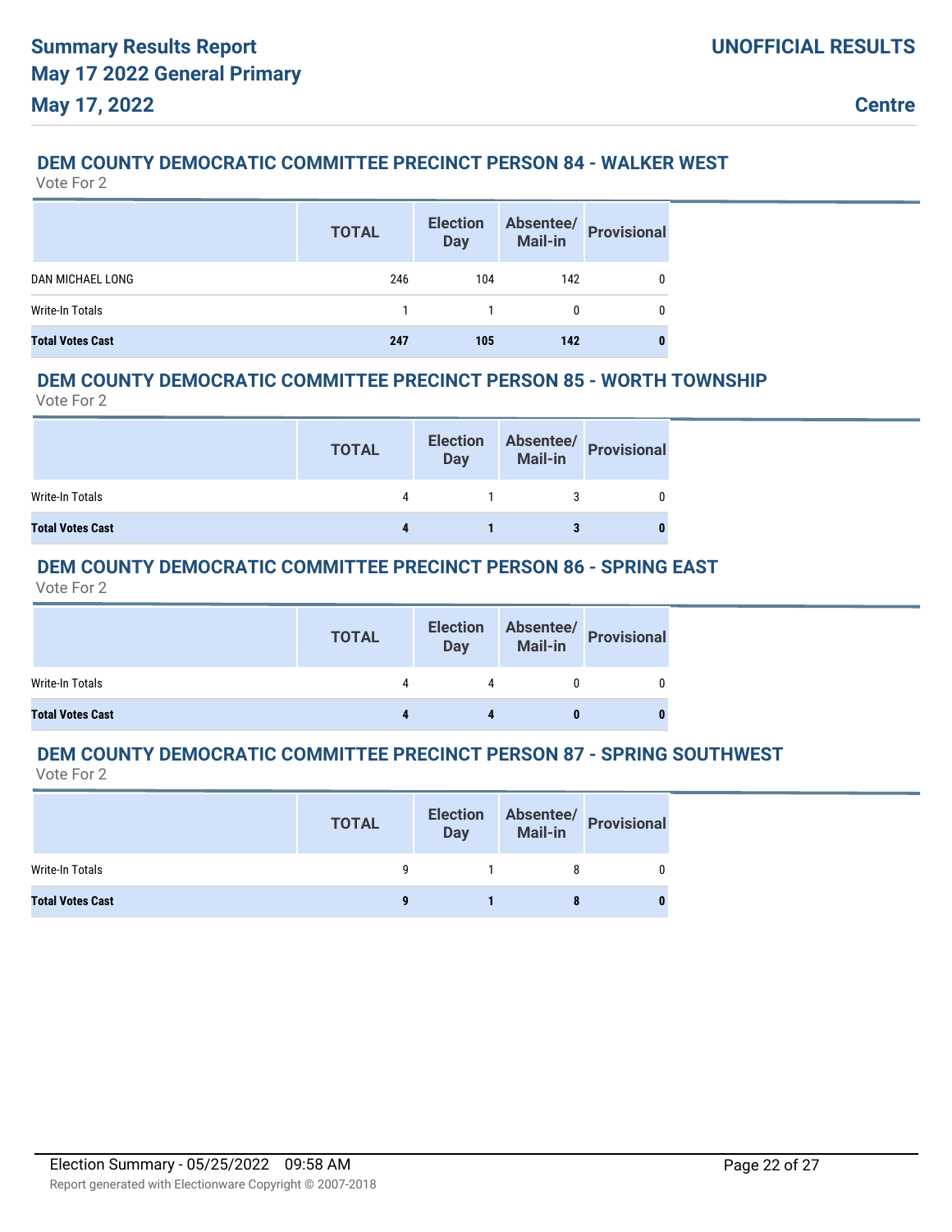## DEM COUNTY DEMOCRATIC COMMITTEE PRECINCT PERSON 84 - WALKER WEST

Vote For 2

| | TOTAL | Election Day | Absentee/ Mail-in | Provisional |
|---|---|---|---|---|
| DAN MICHAEL LONG | 246 | 104 | 142 | 0 |
| Write-In Totals | 1 | 1 | 0 | 0 |
| **Total Votes Cast** | **247** | **105** | **142** | **0** |

## DEM COUNTY DEMOCRATIC COMMITTEE PRECINCT PERSON 85 - WORTH TOWNSHIP

Vote For 2

| | TOTAL | Election Day | Absentee/ Mail-in | Provisional |
|---|---|---|---|---|
| Write-In Totals | 4 | 1 | 3 | 0 |
| **Total Votes Cast** | **4** | **1** | **3** | **0** |

## DEM COUNTY DEMOCRATIC COMMITTEE PRECINCT PERSON 86 - SPRING EAST

Vote For 2

| | TOTAL | Election Day | Absentee/ Mail-in | Provisional |
|---|---|---|---|---|
| Write-In Totals | 4 | 4 | 0 | 0 |
| **Total Votes Cast** | **4** | **4** | **0** | **0** |

## DEM COUNTY DEMOCRATIC COMMITTEE PRECINCT PERSON 87 - SPRING SOUTHWEST

Vote For 2

| | TOTAL | Election Day | Absentee/ Mail-in | Provisional |
|---|---|---|---|---|
| Write-In Totals | 9 | 1 | 8 | 0 |
| **Total Votes Cast** | **9** | **1** | **8** | **0** |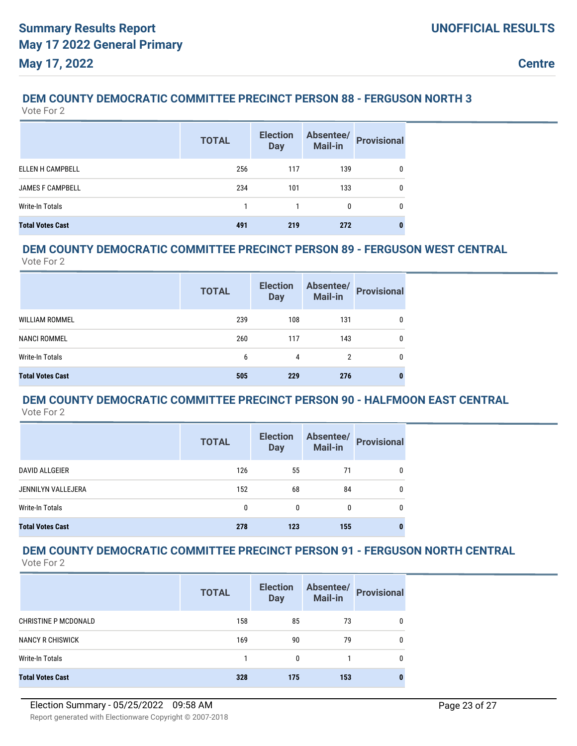## DEM COUNTY DEMOCRATIC COMMITTEE PRECINCT PERSON 88 - FERGUSON NORTH 3

Vote For 2

| | TOTAL | Election Day | Absentee/ Mail-in | Provisional |
|---|---|---|---|---|
| ELLEN H CAMPBELL | 256 | 117 | 139 | 0 |
| JAMES F CAMPBELL | 234 | 101 | 133 | 0 |
| Write-In Totals | 1 | 1 | 0 | 0 |
| **Total Votes Cast** | **491** | **219** | **272** | **0** |

## DEM COUNTY DEMOCRATIC COMMITTEE PRECINCT PERSON 89 - FERGUSON WEST CENTRAL

Vote For 2

| | TOTAL | Election Day | Absentee/ Mail-in | Provisional |
|---|---|---|---|---|
| WILLIAM ROMMEL | 239 | 108 | 131 | 0 |
| NANCI ROMMEL | 260 | 117 | 143 | 0 |
| Write-In Totals | 6 | 4 | 2 | 0 |
| **Total Votes Cast** | **505** | **229** | **276** | **0** |

## DEM COUNTY DEMOCRATIC COMMITTEE PRECINCT PERSON 90 - HALFMOON EAST CENTRAL

Vote For 2

| | TOTAL | Election Day | Absentee/ Mail-in | Provisional |
|---|---|---|---|---|
| DAVID ALLGEIER | 126 | 55 | 71 | 0 |
| JENNILYN VALLEJERA | 152 | 68 | 84 | 0 |
| Write-In Totals | 0 | 0 | 0 | 0 |
| **Total Votes Cast** | **278** | **123** | **155** | **0** |

## DEM COUNTY DEMOCRATIC COMMITTEE PRECINCT PERSON 91 - FERGUSON NORTH CENTRAL

Vote For 2

| | TOTAL | Election Day | Absentee/ Mail-in | Provisional |
|---|---|---|---|---|
| CHRISTINE P MCDONALD | 158 | 85 | 73 | 0 |
| NANCY R CHISWICK | 169 | 90 | 79 | 0 |
| Write-In Totals | 1 | 0 | 1 | 0 |
| **Total Votes Cast** | **328** | **175** | **153** | **0** |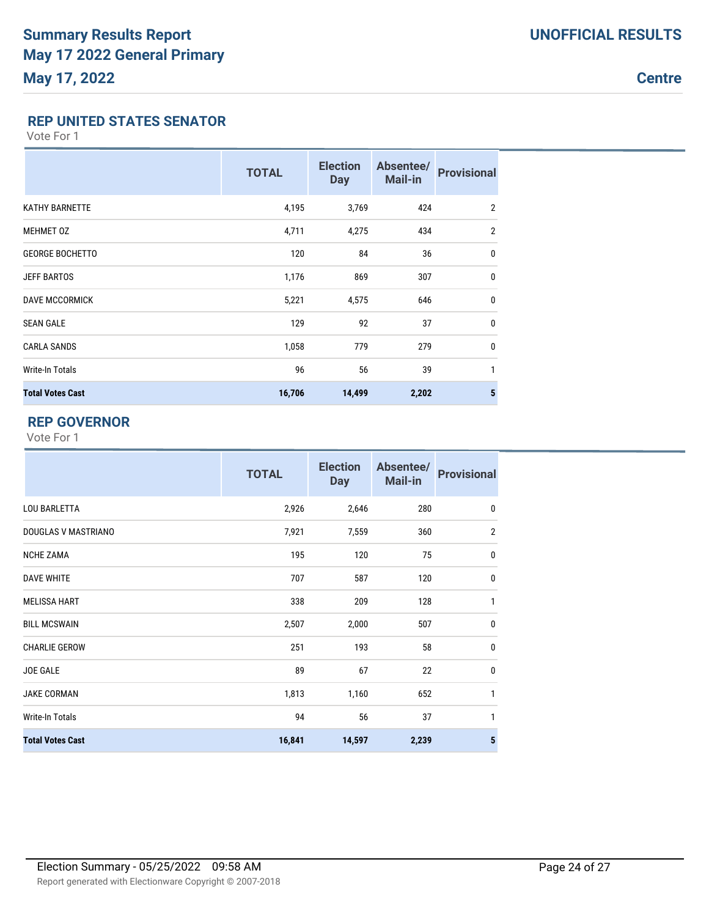# Summary Results Report
# May 17 2022 General Primary
# May 17, 2022

**UNOFFICIAL RESULTS**

**Centre**

## REP UNITED STATES SENATOR

Vote For 1

| | TOTAL | Election Day | Absentee/ Mail-in | Provisional |
|---|---|---|---|---|
| KATHY BARNETTE | 4,195 | 3,769 | 424 | 2 |
| MEHMET OZ | 4,711 | 4,275 | 434 | 2 |
| GEORGE BOCHETTO | 120 | 84 | 36 | 0 |
| JEFF BARTOS | 1,176 | 869 | 307 | 0 |
| DAVE MCCORMICK | 5,221 | 4,575 | 646 | 0 |
| SEAN GALE | 129 | 92 | 37 | 0 |
| CARLA SANDS | 1,058 | 779 | 279 | 0 |
| Write-In Totals | 96 | 56 | 39 | 1 |
| **Total Votes Cast** | **16,706** | **14,499** | **2,202** | **5** |

## REP GOVERNOR

Vote For 1

| | TOTAL | Election Day | Absentee/ Mail-in | Provisional |
|---|---|---|---|---|
| LOU BARLETTA | 2,926 | 2,646 | 280 | 0 |
| DOUGLAS V MASTRIANO | 7,921 | 7,559 | 360 | 2 |
| NCHE ZAMA | 195 | 120 | 75 | 0 |
| DAVE WHITE | 707 | 587 | 120 | 0 |
| MELISSA HART | 338 | 209 | 128 | 1 |
| BILL MCSWAIN | 2,507 | 2,000 | 507 | 0 |
| CHARLIE GEROW | 251 | 193 | 58 | 0 |
| JOE GALE | 89 | 67 | 22 | 0 |
| JAKE CORMAN | 1,813 | 1,160 | 652 | 1 |
| Write-In Totals | 94 | 56 | 37 | 1 |
| **Total Votes Cast** | **16,841** | **14,597** | **2,239** | **5** |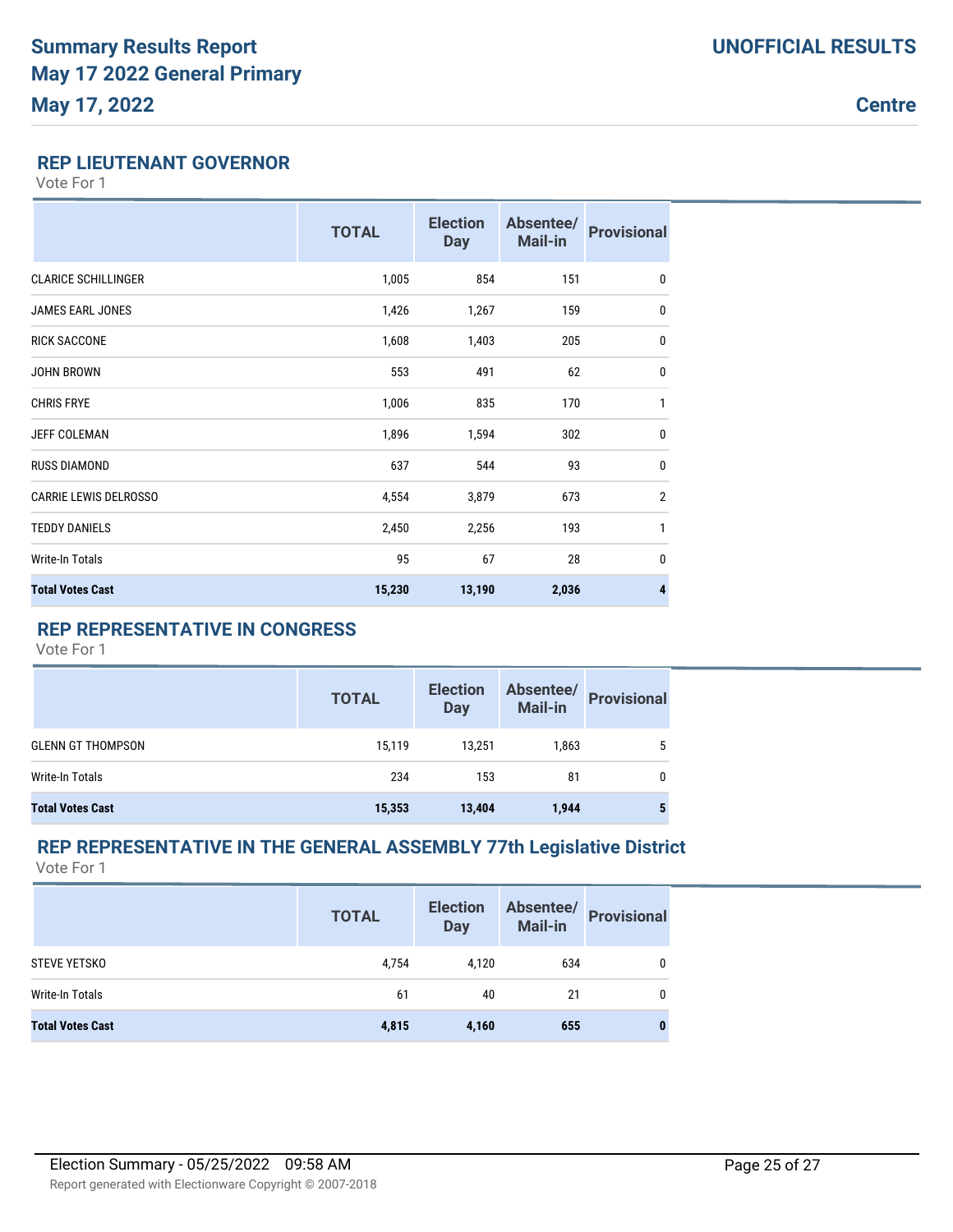# Summary Results Report
# May 17 2022 General Primary
# May 17, 2022

**UNOFFICIAL RESULTS**

**Centre**

## REP LIEUTENANT GOVERNOR

Vote For 1

| | TOTAL | Election Day | Absentee/ Mail-in | Provisional |
|---|---|---|---|---|
| CLARICE SCHILLINGER | 1,005 | 854 | 151 | 0 |
| JAMES EARL JONES | 1,426 | 1,267 | 159 | 0 |
| RICK SACCONE | 1,608 | 1,403 | 205 | 0 |
| JOHN BROWN | 553 | 491 | 62 | 0 |
| CHRIS FRYE | 1,006 | 835 | 170 | 1 |
| JEFF COLEMAN | 1,896 | 1,594 | 302 | 0 |
| RUSS DIAMOND | 637 | 544 | 93 | 0 |
| CARRIE LEWIS DELROSSO | 4,554 | 3,879 | 673 | 2 |
| TEDDY DANIELS | 2,450 | 2,256 | 193 | 1 |
| Write-In Totals | 95 | 67 | 28 | 0 |
| **Total Votes Cast** | **15,230** | **13,190** | **2,036** | **4** |

## REP REPRESENTATIVE IN CONGRESS

Vote For 1

| | TOTAL | Election Day | Absentee/ Mail-in | Provisional |
|---|---|---|---|---|
| GLENN GT THOMPSON | 15,119 | 13,251 | 1,863 | 5 |
| Write-In Totals | 234 | 153 | 81 | 0 |
| **Total Votes Cast** | **15,353** | **13,404** | **1,944** | **5** |

## REP REPRESENTATIVE IN THE GENERAL ASSEMBLY 77th Legislative District

Vote For 1

| | TOTAL | Election Day | Absentee/ Mail-in | Provisional |
|---|---|---|---|---|
| STEVE YETSKO | 4,754 | 4,120 | 634 | 0 |
| Write-In Totals | 61 | 40 | 21 | 0 |
| **Total Votes Cast** | **4,815** | **4,160** | **655** | **0** |

Election Summary - 05/25/2022 09:58 AM

Report generated with Electionware Copyright © 2007-2018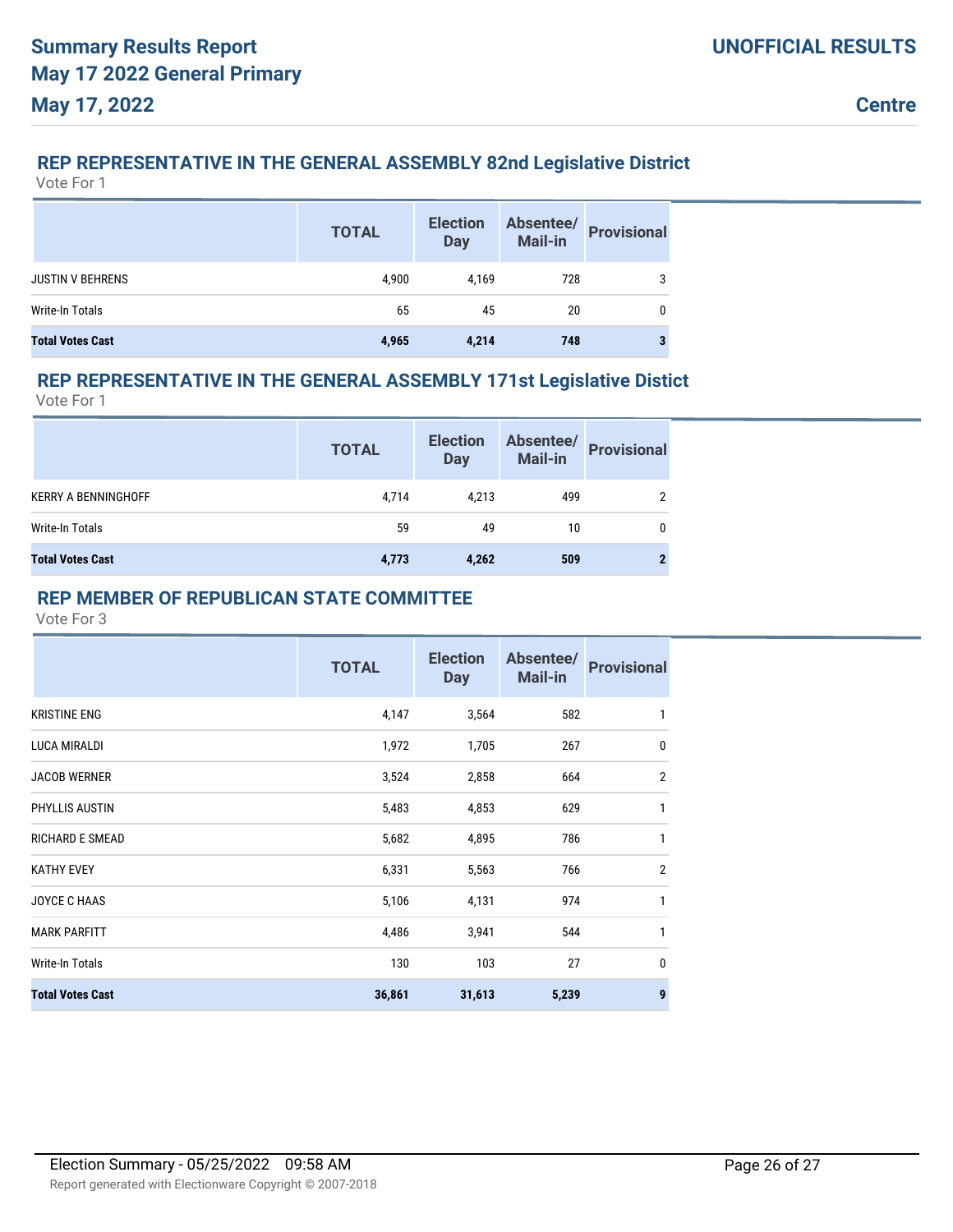# Summary Results Report
# May 17 2022 General Primary
# May 17, 2022

**UNOFFICIAL RESULTS**

**Centre**

## REP REPRESENTATIVE IN THE GENERAL ASSEMBLY 82nd Legislative District

Vote For 1

| | TOTAL | Election Day | Absentee/ Mail-in | Provisional |
|---|---|---|---|---|
| JUSTIN V BEHRENS | 4,900 | 4,169 | 728 | 3 |
| Write-In Totals | 65 | 45 | 20 | 0 |
| **Total Votes Cast** | **4,965** | **4,214** | **748** | **3** |

## REP REPRESENTATIVE IN THE GENERAL ASSEMBLY 171st Legislative Distict

Vote For 1

| | TOTAL | Election Day | Absentee/ Mail-in | Provisional |
|---|---|---|---|---|
| KERRY A BENNINGHOFF | 4,714 | 4,213 | 499 | 2 |
| Write-In Totals | 59 | 49 | 10 | 0 |
| **Total Votes Cast** | **4,773** | **4,262** | **509** | **2** |

## REP MEMBER OF REPUBLICAN STATE COMMITTEE

Vote For 3

| | TOTAL | Election Day | Absentee/ Mail-in | Provisional |
|---|---|---|---|---|
| KRISTINE ENG | 4,147 | 3,564 | 582 | 1 |
| LUCA MIRALDI | 1,972 | 1,705 | 267 | 0 |
| JACOB WERNER | 3,524 | 2,858 | 664 | 2 |
| PHYLLIS AUSTIN | 5,483 | 4,853 | 629 | 1 |
| RICHARD E SMEAD | 5,682 | 4,895 | 786 | 1 |
| KATHY EVEY | 6,331 | 5,563 | 766 | 2 |
| JOYCE C HAAS | 5,106 | 4,131 | 974 | 1 |
| MARK PARFITT | 4,486 | 3,941 | 544 | 1 |
| Write-In Totals | 130 | 103 | 27 | 0 |
| **Total Votes Cast** | **36,861** | **31,613** | **5,239** | **9** |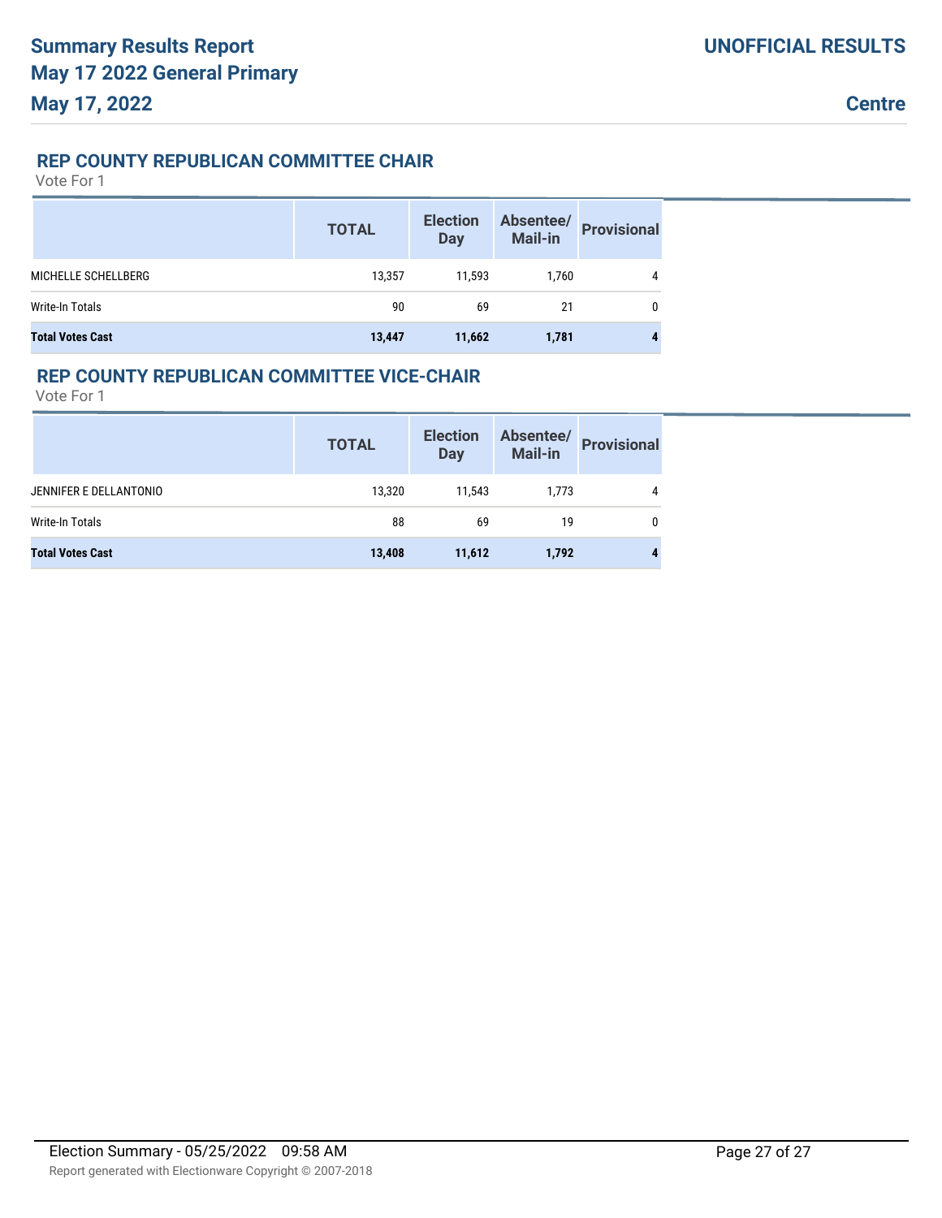## REP COUNTY REPUBLICAN COMMITTEE CHAIR

Vote For 1

| | TOTAL | Election Day | Absentee/ Mail-in | Provisional |
|---|---|---|---|---|
| MICHELLE SCHELLBERG | 13,357 | 11,593 | 1,760 | 4 |
| Write-In Totals | 90 | 69 | 21 | 0 |
| **Total Votes Cast** | **13,447** | **11,662** | **1,781** | **4** |

## REP COUNTY REPUBLICAN COMMITTEE VICE-CHAIR

Vote For 1

| | TOTAL | Election Day | Absentee/ Mail-in | Provisional |
|---|---|---|---|---|
| JENNIFER E DELLANTONIO | 13,320 | 11,543 | 1,773 | 4 |
| Write-In Totals | 88 | 69 | 19 | 0 |
| **Total Votes Cast** | **13,408** | **11,612** | **1,792** | **4** |